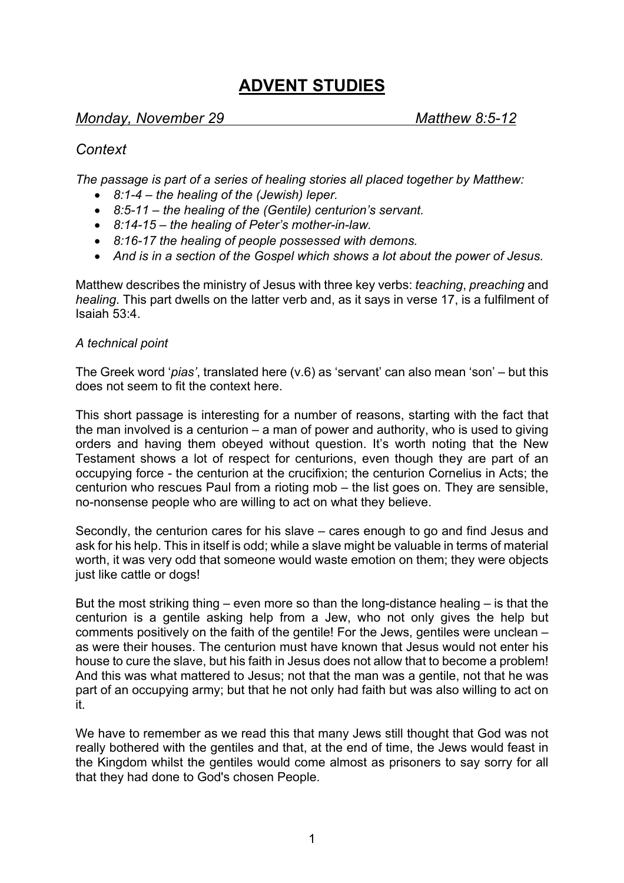# ADVENT STUDIES

*Monday, November 29* — *Matthew 8:5-12*

## *Context*

*The passage is part of a series of healing stories all placed together by Matthew:*

- *8:1-4 – the healing of the (Jewish) leper.*
- *8:5-11 – the healing of the (Gentile) centurion's servant.*
- *8:14-15 – the healing of Peter's mother-in-law.*
- *8:16-17 the healing of people possessed with demons.*
- *And is in a section of the Gospel which shows a lot about the power of Jesus.*

Matthew describes the ministry of Jesus with three key verbs: *teaching*, *preaching* and *healing*. This part dwells on the latter verb and, as it says in verse 17, is a fulfilment of Isaiah 53:4.

*A technical point*

The Greek word '*pias'*, translated here (v.6) as 'servant' can also mean 'son' – but this does not seem to fit the context here.

This short passage is interesting for a number of reasons, starting with the fact that the man involved is a centurion – a man of power and authority, who is used to giving orders and having them obeyed without question. It's worth noting that the New Testament shows a lot of respect for centurions, even though they are part of an occupying force - the centurion at the crucifixion; the centurion Cornelius in Acts; the centurion who rescues Paul from a rioting mob – the list goes on. They are sensible, no-nonsense people who are willing to act on what they believe.

Secondly, the centurion cares for his slave – cares enough to go and find Jesus and ask for his help. This in itself is odd; while a slave might be valuable in terms of material worth, it was very odd that someone would waste emotion on them; they were objects just like cattle or dogs!

But the most striking thing – even more so than the long-distance healing – is that the centurion is a gentile asking help from a Jew, who not only gives the help but comments positively on the faith of the gentile! For the Jews, gentiles were unclean – as were their houses. The centurion must have known that Jesus would not enter his house to cure the slave, but his faith in Jesus does not allow that to become a problem! And this was what mattered to Jesus; not that the man was a gentile, not that he was part of an occupying army; but that he not only had faith but was also willing to act on it.

We have to remember as we read this that many Jews still thought that God was not really bothered with the gentiles and that, at the end of time, the Jews would feast in the Kingdom whilst the gentiles would come almost as prisoners to say sorry for all that they had done to God's chosen People.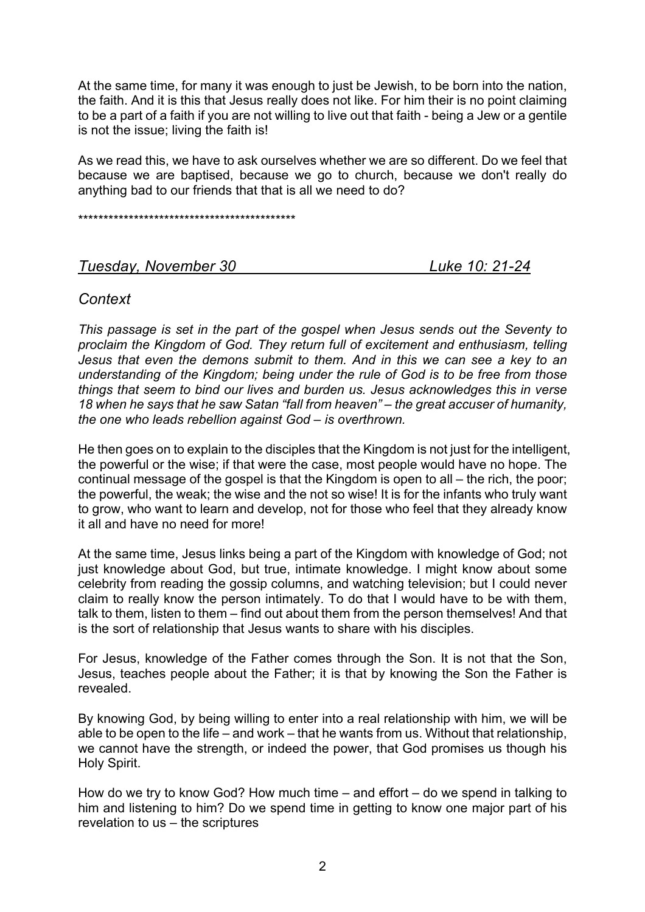At the same time, for many it was enough to just be Jewish, to be born into the nation, the faith. And it is this that Jesus really does not like. For him their is no point claiming to be a part of a faith if you are not willing to live out that faith - being a Jew or a gentile is not the issue; living the faith is!

As we read this, we have to ask ourselves whether we are so different. Do we feel that because we are baptised, because we go to church, because we don't really do anything bad to our friends that that is all we need to do?

*******************************************

## *Tuesday, November 30* *Luke 10: 21-24*

### *Context*

*This passage is set in the part of the gospel when Jesus sends out the Seventy to proclaim the Kingdom of God. They return full of excitement and enthusiasm, telling Jesus that even the demons submit to them. And in this we can see a key to an understanding of the Kingdom; being under the rule of God is to be free from those things that seem to bind our lives and burden us. Jesus acknowledges this in verse 18 when he says that he saw Satan "fall from heaven" – the great accuser of humanity, the one who leads rebellion against God – is overthrown.*

He then goes on to explain to the disciples that the Kingdom is not just for the intelligent, the powerful or the wise; if that were the case, most people would have no hope. The continual message of the gospel is that the Kingdom is open to all – the rich, the poor; the powerful, the weak; the wise and the not so wise! It is for the infants who truly want to grow, who want to learn and develop, not for those who feel that they already know it all and have no need for more!

At the same time, Jesus links being a part of the Kingdom with knowledge of God; not just knowledge about God, but true, intimate knowledge. I might know about some celebrity from reading the gossip columns, and watching television; but I could never claim to really know the person intimately. To do that I would have to be with them, talk to them, listen to them – find out about them from the person themselves! And that is the sort of relationship that Jesus wants to share with his disciples.

For Jesus, knowledge of the Father comes through the Son. It is not that the Son, Jesus, teaches people about the Father; it is that by knowing the Son the Father is revealed.

By knowing God, by being willing to enter into a real relationship with him, we will be able to be open to the life – and work – that he wants from us. Without that relationship, we cannot have the strength, or indeed the power, that God promises us though his Holy Spirit.

How do we try to know God? How much time – and effort – do we spend in talking to him and listening to him? Do we spend time in getting to know one major part of his revelation to us – the scriptures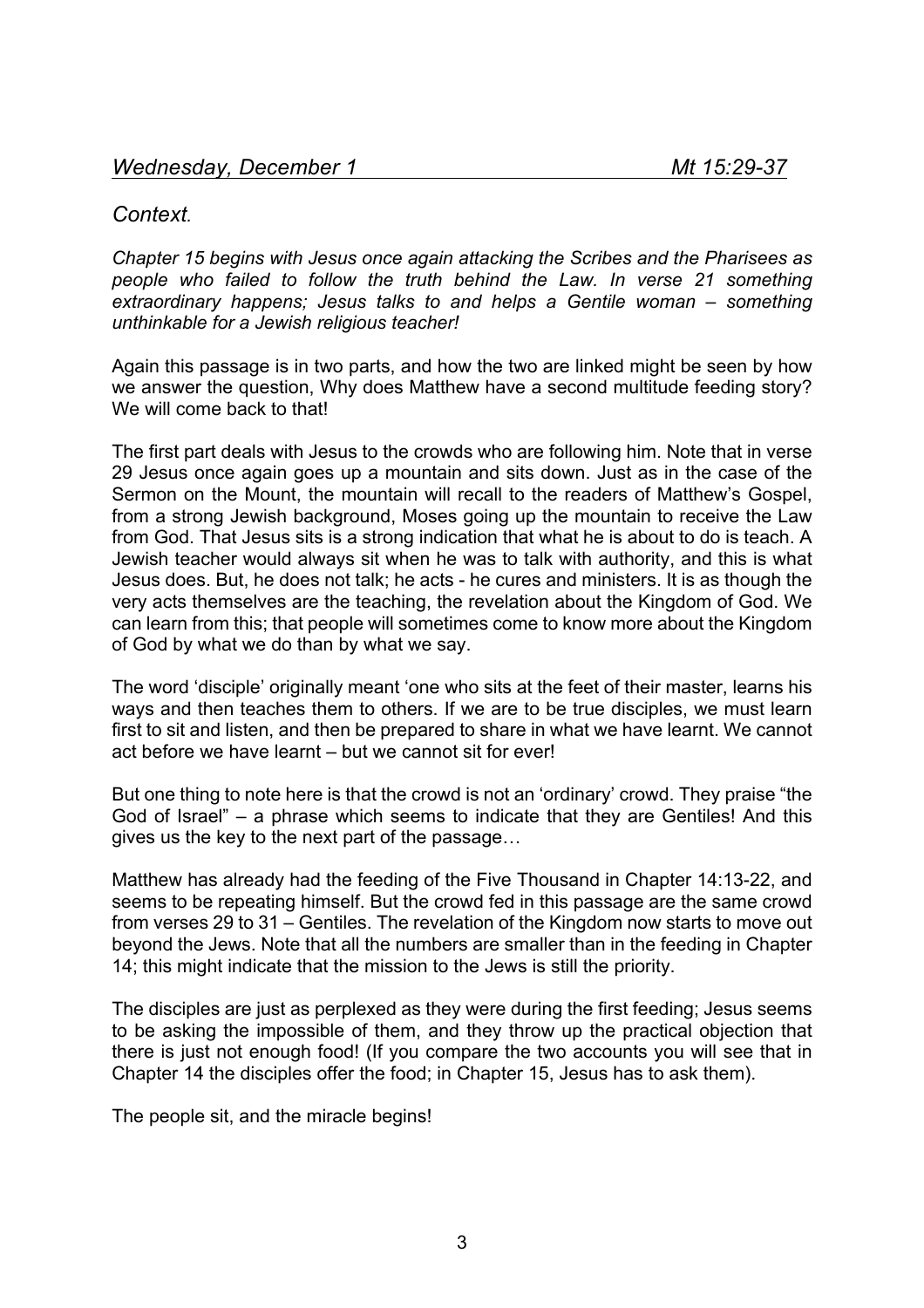*Wednesday, December 1* *Mt 15:29-37*

*Context.*

*Chapter 15 begins with Jesus once again attacking the Scribes and the Pharisees as people who failed to follow the truth behind the Law. In verse 21 something extraordinary happens; Jesus talks to and helps a Gentile woman – something unthinkable for a Jewish religious teacher!*

Again this passage is in two parts, and how the two are linked might be seen by how we answer the question, Why does Matthew have a second multitude feeding story? We will come back to that!

The first part deals with Jesus to the crowds who are following him. Note that in verse 29 Jesus once again goes up a mountain and sits down. Just as in the case of the Sermon on the Mount, the mountain will recall to the readers of Matthew's Gospel, from a strong Jewish background, Moses going up the mountain to receive the Law from God. That Jesus sits is a strong indication that what he is about to do is teach. A Jewish teacher would always sit when he was to talk with authority, and this is what Jesus does. But, he does not talk; he acts - he cures and ministers. It is as though the very acts themselves are the teaching, the revelation about the Kingdom of God. We can learn from this; that people will sometimes come to know more about the Kingdom of God by what we do than by what we say.

The word 'disciple' originally meant 'one who sits at the feet of their master, learns his ways and then teaches them to others. If we are to be true disciples, we must learn first to sit and listen, and then be prepared to share in what we have learnt. We cannot act before we have learnt – but we cannot sit for ever!

But one thing to note here is that the crowd is not an 'ordinary' crowd. They praise "the God of Israel" – a phrase which seems to indicate that they are Gentiles! And this gives us the key to the next part of the passage…

Matthew has already had the feeding of the Five Thousand in Chapter 14:13-22, and seems to be repeating himself. But the crowd fed in this passage are the same crowd from verses 29 to 31 – Gentiles. The revelation of the Kingdom now starts to move out beyond the Jews. Note that all the numbers are smaller than in the feeding in Chapter 14; this might indicate that the mission to the Jews is still the priority.

The disciples are just as perplexed as they were during the first feeding; Jesus seems to be asking the impossible of them, and they throw up the practical objection that there is just not enough food! (If you compare the two accounts you will see that in Chapter 14 the disciples offer the food; in Chapter 15, Jesus has to ask them).

The people sit, and the miracle begins!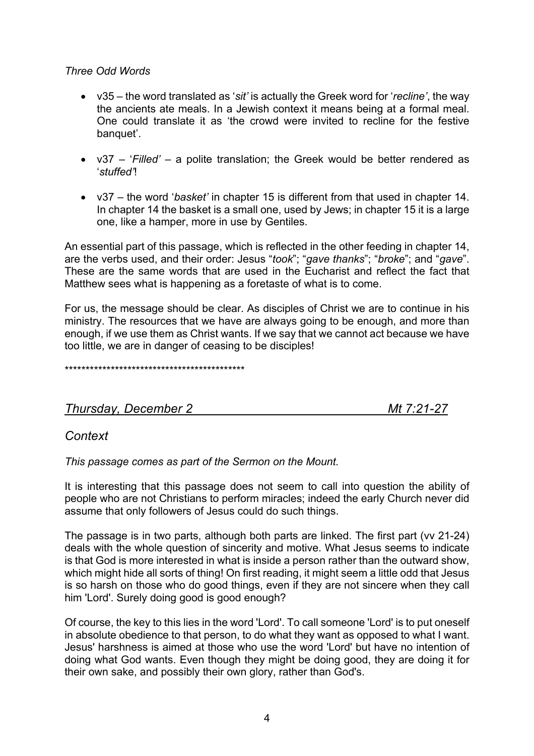*Three Odd Words*

- v35 – the word translated as '*sit'* is actually the Greek word for '*recline'*, the way the ancients ate meals. In a Jewish context it means being at a formal meal. One could translate it as 'the crowd were invited to recline for the festive banquet'.

- v37 – '*Filled'* – a polite translation; the Greek would be better rendered as '*stuffed'*!

- v37 – the word '*basket'* in chapter 15 is different from that used in chapter 14. In chapter 14 the basket is a small one, used by Jews; in chapter 15 it is a large one, like a hamper, more in use by Gentiles.

An essential part of this passage, which is reflected in the other feeding in chapter 14, are the verbs used, and their order: Jesus "*took*"; "*gave thanks*"; "*broke*"; and "*gave*". These are the same words that are used in the Eucharist and reflect the fact that Matthew sees what is happening as a foretaste of what is to come.

For us, the message should be clear. As disciples of Christ we are to continue in his ministry. The resources that we have are always going to be enough, and more than enough, if we use them as Christ wants. If we say that we cannot act because we have too little, we are in danger of ceasing to be disciples!

*********************************************

## *Thursday, December 2* — *Mt 7:21-27*

### *Context*

*This passage comes as part of the Sermon on the Mount.*

It is interesting that this passage does not seem to call into question the ability of people who are not Christians to perform miracles; indeed the early Church never did assume that only followers of Jesus could do such things.

The passage is in two parts, although both parts are linked. The first part (vv 21-24) deals with the whole question of sincerity and motive. What Jesus seems to indicate is that God is more interested in what is inside a person rather than the outward show, which might hide all sorts of thing! On first reading, it might seem a little odd that Jesus is so harsh on those who do good things, even if they are not sincere when they call him 'Lord'. Surely doing good is good enough?

Of course, the key to this lies in the word 'Lord'. To call someone 'Lord' is to put oneself in absolute obedience to that person, to do what they want as opposed to what I want. Jesus' harshness is aimed at those who use the word 'Lord' but have no intention of doing what God wants. Even though they might be doing good, they are doing it for their own sake, and possibly their own glory, rather than God's.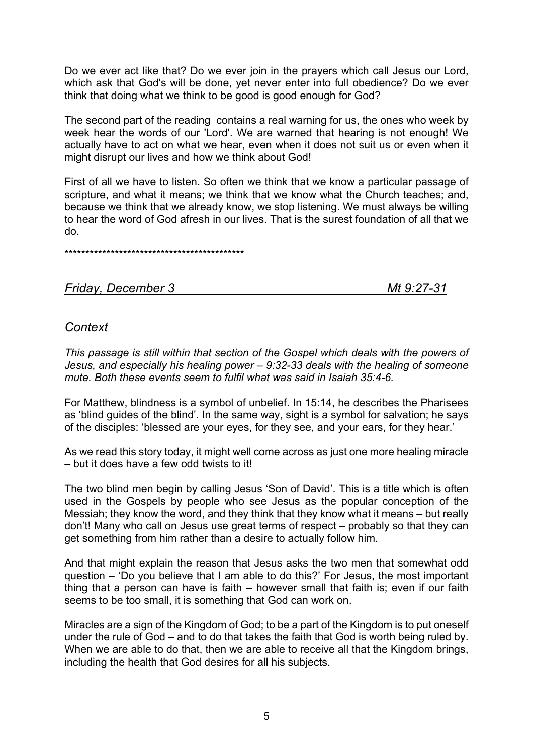Do we ever act like that? Do we ever join in the prayers which call Jesus our Lord, which ask that God's will be done, yet never enter into full obedience? Do we ever think that doing what we think to be good is good enough for God?

The second part of the reading contains a real warning for us, the ones who week by week hear the words of our 'Lord'. We are warned that hearing is not enough! We actually have to act on what we hear, even when it does not suit us or even when it might disrupt our lives and how we think about God!

First of all we have to listen. So often we think that we know a particular passage of scripture, and what it means; we think that we know what the Church teaches; and, because we think that we already know, we stop listening. We must always be willing to hear the word of God afresh in our lives. That is the surest foundation of all that we do.

********************************************

## *Friday, December 3* — *Mt 9:27-31*

### *Context*

*This passage is still within that section of the Gospel which deals with the powers of Jesus, and especially his healing power – 9:32-33 deals with the healing of someone mute. Both these events seem to fulfil what was said in Isaiah 35:4-6.*

For Matthew, blindness is a symbol of unbelief. In 15:14, he describes the Pharisees as 'blind guides of the blind'. In the same way, sight is a symbol for salvation; he says of the disciples: 'blessed are your eyes, for they see, and your ears, for they hear.'

As we read this story today, it might well come across as just one more healing miracle – but it does have a few odd twists to it!

The two blind men begin by calling Jesus 'Son of David'. This is a title which is often used in the Gospels by people who see Jesus as the popular conception of the Messiah; they know the word, and they think that they know what it means – but really don't! Many who call on Jesus use great terms of respect – probably so that they can get something from him rather than a desire to actually follow him.

And that might explain the reason that Jesus asks the two men that somewhat odd question – 'Do you believe that I am able to do this?' For Jesus, the most important thing that a person can have is faith – however small that faith is; even if our faith seems to be too small, it is something that God can work on.

Miracles are a sign of the Kingdom of God; to be a part of the Kingdom is to put oneself under the rule of God – and to do that takes the faith that God is worth being ruled by. When we are able to do that, then we are able to receive all that the Kingdom brings, including the health that God desires for all his subjects.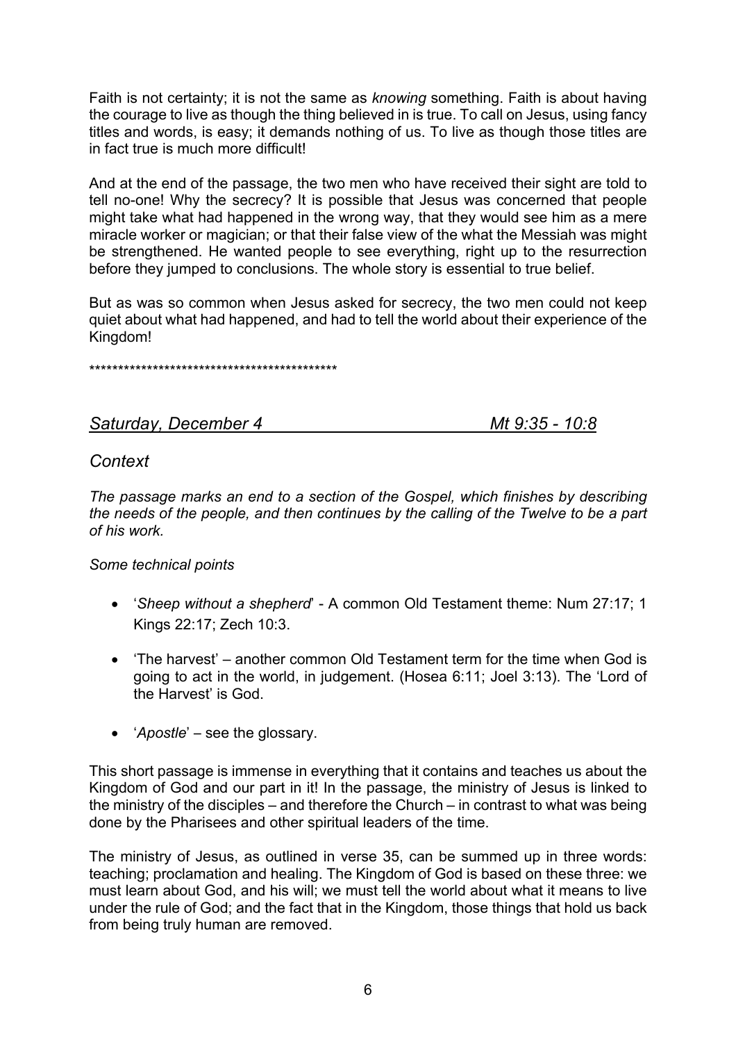Faith is not certainty; it is not the same as *knowing* something. Faith is about having the courage to live as though the thing believed in is true. To call on Jesus, using fancy titles and words, is easy; it demands nothing of us. To live as though those titles are in fact true is much more difficult!

And at the end of the passage, the two men who have received their sight are told to tell no-one! Why the secrecy? It is possible that Jesus was concerned that people might take what had happened in the wrong way, that they would see him as a mere miracle worker or magician; or that their false view of the what the Messiah was might be strengthened. He wanted people to see everything, right up to the resurrection before they jumped to conclusions. The whole story is essential to true belief.

But as was so common when Jesus asked for secrecy, the two men could not keep quiet about what had happened, and had to tell the world about their experience of the Kingdom!

********************************************

## *Saturday, December 4* — *Mt 9:35 - 10:8*

### *Context*

*The passage marks an end to a section of the Gospel, which finishes by describing the needs of the people, and then continues by the calling of the Twelve to be a part of his work.*

*Some technical points*

- '*Sheep without a shepherd*' - A common Old Testament theme: Num 27:17; 1 Kings 22:17; Zech 10:3.
- 'The harvest' – another common Old Testament term for the time when God is going to act in the world, in judgement. (Hosea 6:11; Joel 3:13). The 'Lord of the Harvest' is God.
- '*Apostle*' – see the glossary.

This short passage is immense in everything that it contains and teaches us about the Kingdom of God and our part in it! In the passage, the ministry of Jesus is linked to the ministry of the disciples – and therefore the Church – in contrast to what was being done by the Pharisees and other spiritual leaders of the time.

The ministry of Jesus, as outlined in verse 35, can be summed up in three words: teaching; proclamation and healing. The Kingdom of God is based on these three: we must learn about God, and his will; we must tell the world about what it means to live under the rule of God; and the fact that in the Kingdom, those things that hold us back from being truly human are removed.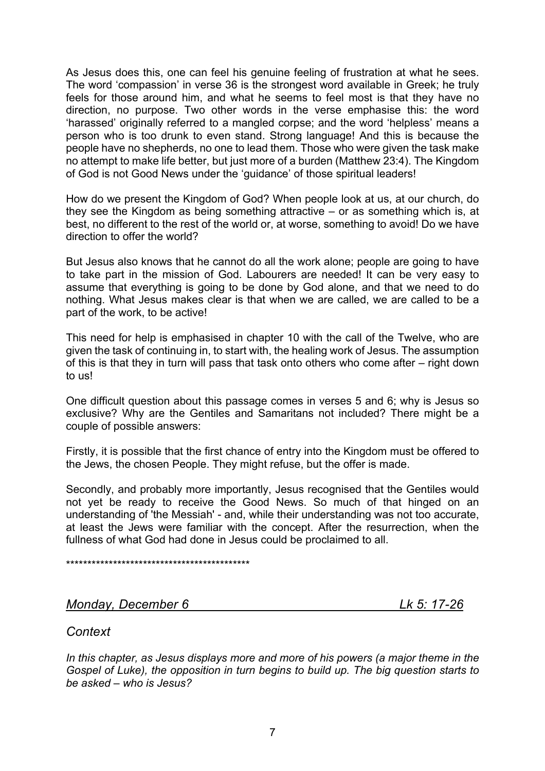As Jesus does this, one can feel his genuine feeling of frustration at what he sees. The word 'compassion' in verse 36 is the strongest word available in Greek; he truly feels for those around him, and what he seems to feel most is that they have no direction, no purpose. Two other words in the verse emphasise this: the word 'harassed' originally referred to a mangled corpse; and the word 'helpless' means a person who is too drunk to even stand. Strong language! And this is because the people have no shepherds, no one to lead them. Those who were given the task make no attempt to make life better, but just more of a burden (Matthew 23:4). The Kingdom of God is not Good News under the 'guidance' of those spiritual leaders!

How do we present the Kingdom of God? When people look at us, at our church, do they see the Kingdom as being something attractive – or as something which is, at best, no different to the rest of the world or, at worse, something to avoid! Do we have direction to offer the world?

But Jesus also knows that he cannot do all the work alone; people are going to have to take part in the mission of God. Labourers are needed! It can be very easy to assume that everything is going to be done by God alone, and that we need to do nothing. What Jesus makes clear is that when we are called, we are called to be a part of the work, to be active!

This need for help is emphasised in chapter 10 with the call of the Twelve, who are given the task of continuing in, to start with, the healing work of Jesus. The assumption of this is that they in turn will pass that task onto others who come after – right down to us!

One difficult question about this passage comes in verses 5 and 6; why is Jesus so exclusive? Why are the Gentiles and Samaritans not included? There might be a couple of possible answers:

Firstly, it is possible that the first chance of entry into the Kingdom must be offered to the Jews, the chosen People. They might refuse, but the offer is made.

Secondly, and probably more importantly, Jesus recognised that the Gentiles would not yet be ready to receive the Good News. So much of that hinged on an understanding of 'the Messiah' - and, while their understanding was not too accurate, at least the Jews were familiar with the concept. After the resurrection, when the fullness of what God had done in Jesus could be proclaimed to all.

********************************************

## *Monday, December 6* — *Lk 5: 17-26*

### *Context*

*In this chapter, as Jesus displays more and more of his powers (a major theme in the Gospel of Luke), the opposition in turn begins to build up. The big question starts to be asked – who is Jesus?*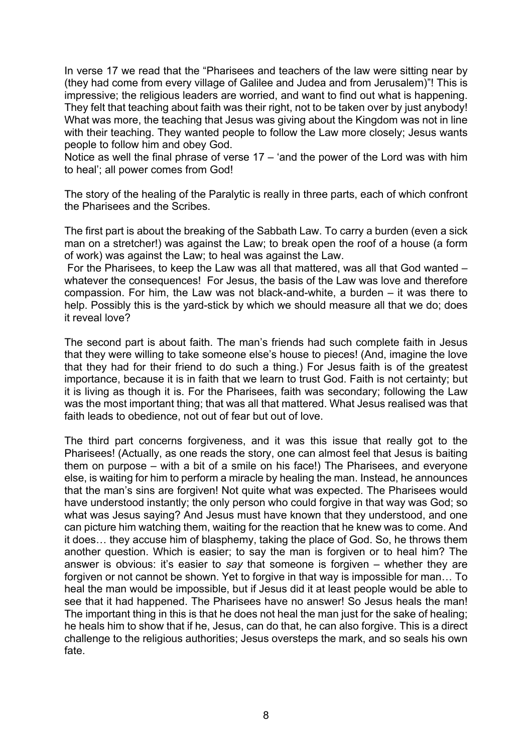In verse 17 we read that the "Pharisees and teachers of the law were sitting near by (they had come from every village of Galilee and Judea and from Jerusalem)"! This is impressive; the religious leaders are worried, and want to find out what is happening. They felt that teaching about faith was their right, not to be taken over by just anybody! What was more, the teaching that Jesus was giving about the Kingdom was not in line with their teaching. They wanted people to follow the Law more closely; Jesus wants people to follow him and obey God.

Notice as well the final phrase of verse 17 – 'and the power of the Lord was with him to heal'; all power comes from God!

The story of the healing of the Paralytic is really in three parts, each of which confront the Pharisees and the Scribes.

The first part is about the breaking of the Sabbath Law. To carry a burden (even a sick man on a stretcher!) was against the Law; to break open the roof of a house (a form of work) was against the Law; to heal was against the Law.

For the Pharisees, to keep the Law was all that mattered, was all that God wanted – whatever the consequences! For Jesus, the basis of the Law was love and therefore compassion. For him, the Law was not black-and-white, a burden – it was there to help. Possibly this is the yard-stick by which we should measure all that we do; does it reveal love?

The second part is about faith. The man's friends had such complete faith in Jesus that they were willing to take someone else's house to pieces! (And, imagine the love that they had for their friend to do such a thing.) For Jesus faith is of the greatest importance, because it is in faith that we learn to trust God. Faith is not certainty; but it is living as though it is. For the Pharisees, faith was secondary; following the Law was the most important thing; that was all that mattered. What Jesus realised was that faith leads to obedience, not out of fear but out of love.

The third part concerns forgiveness, and it was this issue that really got to the Pharisees! (Actually, as one reads the story, one can almost feel that Jesus is baiting them on purpose – with a bit of a smile on his face!) The Pharisees, and everyone else, is waiting for him to perform a miracle by healing the man. Instead, he announces that the man's sins are forgiven! Not quite what was expected. The Pharisees would have understood instantly; the only person who could forgive in that way was God; so what was Jesus saying? And Jesus must have known that they understood, and one can picture him watching them, waiting for the reaction that he knew was to come. And it does… they accuse him of blasphemy, taking the place of God. So, he throws them another question. Which is easier; to say the man is forgiven or to heal him? The answer is obvious: it's easier to *say* that someone is forgiven – whether they are forgiven or not cannot be shown. Yet to forgive in that way is impossible for man… To heal the man would be impossible, but if Jesus did it at least people would be able to see that it had happened. The Pharisees have no answer! So Jesus heals the man! The important thing in this is that he does not heal the man just for the sake of healing; he heals him to show that if he, Jesus, can do that, he can also forgive. This is a direct challenge to the religious authorities; Jesus oversteps the mark, and so seals his own fate.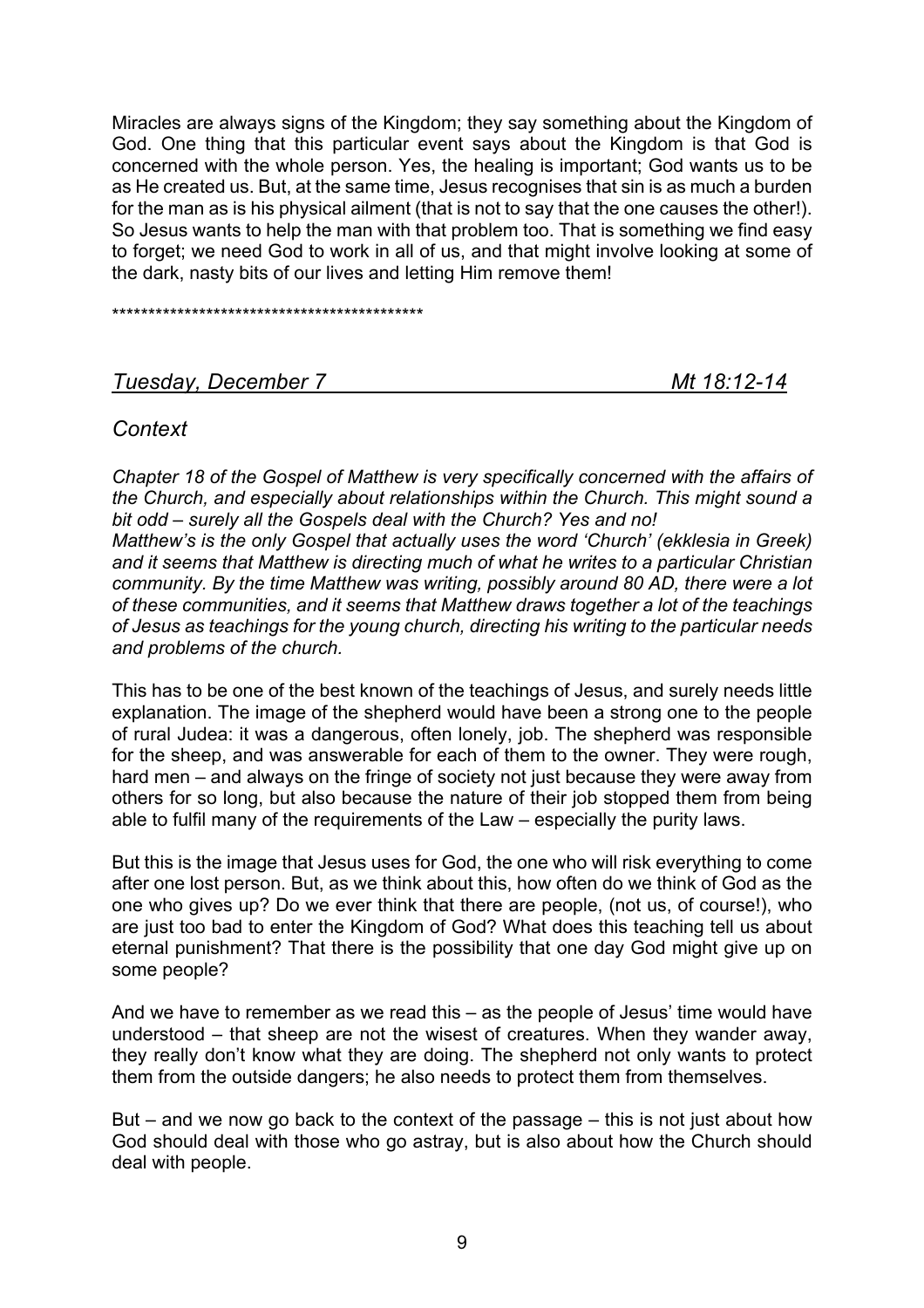Miracles are always signs of the Kingdom; they say something about the Kingdom of God. One thing that this particular event says about the Kingdom is that God is concerned with the whole person. Yes, the healing is important; God wants us to be as He created us. But, at the same time, Jesus recognises that sin is as much a burden for the man as is his physical ailment (that is not to say that the one causes the other!). So Jesus wants to help the man with that problem too. That is something we find easy to forget; we need God to work in all of us, and that might involve looking at some of the dark, nasty bits of our lives and letting Him remove them!

*******************************************

## *Tuesday, December 7* — *Mt 18:12-14*

### *Context*

*Chapter 18 of the Gospel of Matthew is very specifically concerned with the affairs of the Church, and especially about relationships within the Church. This might sound a bit odd – surely all the Gospels deal with the Church? Yes and no!*
*Matthew's is the only Gospel that actually uses the word 'Church' (ekklesia in Greek) and it seems that Matthew is directing much of what he writes to a particular Christian community. By the time Matthew was writing, possibly around 80 AD, there were a lot of these communities, and it seems that Matthew draws together a lot of the teachings of Jesus as teachings for the young church, directing his writing to the particular needs and problems of the church.*

This has to be one of the best known of the teachings of Jesus, and surely needs little explanation. The image of the shepherd would have been a strong one to the people of rural Judea: it was a dangerous, often lonely, job. The shepherd was responsible for the sheep, and was answerable for each of them to the owner. They were rough, hard men – and always on the fringe of society not just because they were away from others for so long, but also because the nature of their job stopped them from being able to fulfil many of the requirements of the Law – especially the purity laws.

But this is the image that Jesus uses for God, the one who will risk everything to come after one lost person. But, as we think about this, how often do we think of God as the one who gives up? Do we ever think that there are people, (not us, of course!), who are just too bad to enter the Kingdom of God? What does this teaching tell us about eternal punishment? That there is the possibility that one day God might give up on some people?

And we have to remember as we read this – as the people of Jesus' time would have understood – that sheep are not the wisest of creatures. When they wander away, they really don't know what they are doing. The shepherd not only wants to protect them from the outside dangers; he also needs to protect them from themselves.

But – and we now go back to the context of the passage – this is not just about how God should deal with those who go astray, but is also about how the Church should deal with people.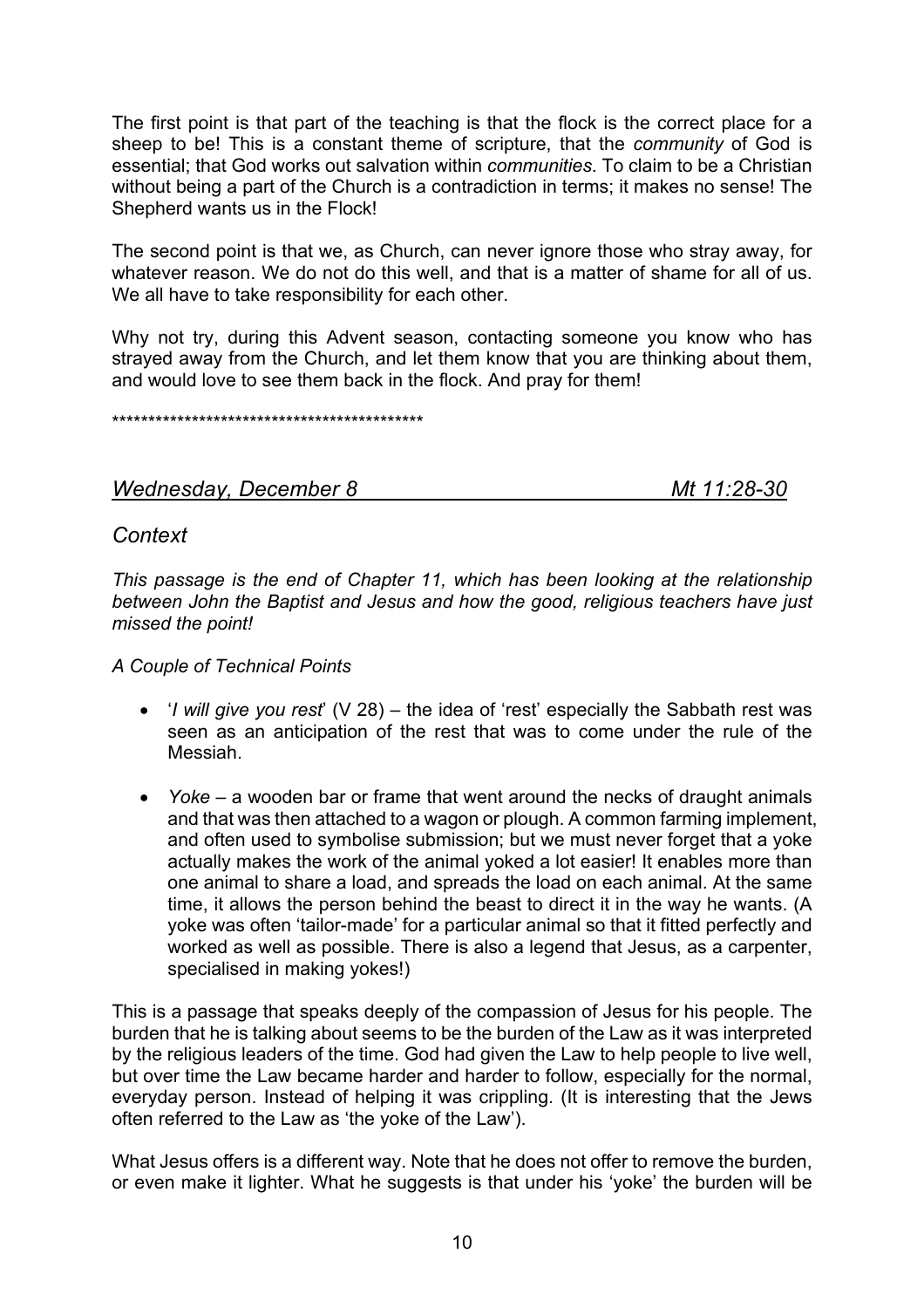The first point is that part of the teaching is that the flock is the correct place for a sheep to be! This is a constant theme of scripture, that the *community* of God is essential; that God works out salvation within *communities*. To claim to be a Christian without being a part of the Church is a contradiction in terms; it makes no sense! The Shepherd wants us in the Flock!

The second point is that we, as Church, can never ignore those who stray away, for whatever reason. We do not do this well, and that is a matter of shame for all of us. We all have to take responsibility for each other.

Why not try, during this Advent season, contacting someone you know who has strayed away from the Church, and let them know that you are thinking about them, and would love to see them back in the flock. And pray for them!

********************************************

## *Wednesday, December 8* — *Mt 11:28-30*

### *Context*

*This passage is the end of Chapter 11, which has been looking at the relationship between John the Baptist and Jesus and how the good, religious teachers have just missed the point!*

*A Couple of Technical Points*

- '*I will give you rest*' (V 28) – the idea of 'rest' especially the Sabbath rest was seen as an anticipation of the rest that was to come under the rule of the Messiah.

- *Yoke* – a wooden bar or frame that went around the necks of draught animals and that was then attached to a wagon or plough. A common farming implement, and often used to symbolise submission; but we must never forget that a yoke actually makes the work of the animal yoked a lot easier! It enables more than one animal to share a load, and spreads the load on each animal. At the same time, it allows the person behind the beast to direct it in the way he wants. (A yoke was often 'tailor-made' for a particular animal so that it fitted perfectly and worked as well as possible. There is also a legend that Jesus, as a carpenter, specialised in making yokes!)

This is a passage that speaks deeply of the compassion of Jesus for his people. The burden that he is talking about seems to be the burden of the Law as it was interpreted by the religious leaders of the time. God had given the Law to help people to live well, but over time the Law became harder and harder to follow, especially for the normal, everyday person. Instead of helping it was crippling. (It is interesting that the Jews often referred to the Law as 'the yoke of the Law').

What Jesus offers is a different way. Note that he does not offer to remove the burden, or even make it lighter. What he suggests is that under his 'yoke' the burden will be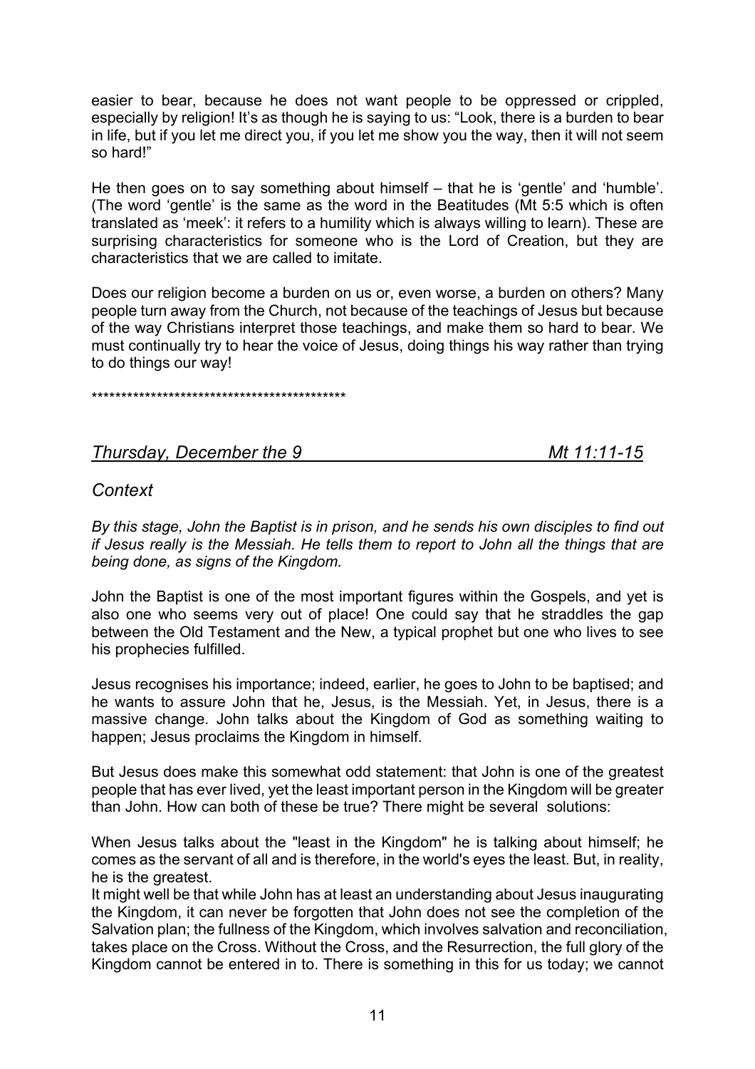easier to bear, because he does not want people to be oppressed or crippled, especially by religion! It's as though he is saying to us: "Look, there is a burden to bear in life, but if you let me direct you, if you let me show you the way, then it will not seem so hard!"

He then goes on to say something about himself – that he is 'gentle' and 'humble'. (The word 'gentle' is the same as the word in the Beatitudes (Mt 5:5 which is often translated as 'meek': it refers to a humility which is always willing to learn). These are surprising characteristics for someone who is the Lord of Creation, but they are characteristics that we are called to imitate.

Does our religion become a burden on us or, even worse, a burden on others? Many people turn away from the Church, not because of the teachings of Jesus but because of the way Christians interpret those teachings, and make them so hard to bear. We must continually try to hear the voice of Jesus, doing things his way rather than trying to do things our way!

*********************************************

## *Thursday, December the 9* — *Mt 11:11-15*

### *Context*

*By this stage, John the Baptist is in prison, and he sends his own disciples to find out if Jesus really is the Messiah. He tells them to report to John all the things that are being done, as signs of the Kingdom.*

John the Baptist is one of the most important figures within the Gospels, and yet is also one who seems very out of place! One could say that he straddles the gap between the Old Testament and the New, a typical prophet but one who lives to see his prophecies fulfilled.

Jesus recognises his importance; indeed, earlier, he goes to John to be baptised; and he wants to assure John that he, Jesus, is the Messiah. Yet, in Jesus, there is a massive change. John talks about the Kingdom of God as something waiting to happen; Jesus proclaims the Kingdom in himself.

But Jesus does make this somewhat odd statement: that John is one of the greatest people that has ever lived, yet the least important person in the Kingdom will be greater than John. How can both of these be true? There might be several solutions:

When Jesus talks about the "least in the Kingdom" he is talking about himself; he comes as the servant of all and is therefore, in the world's eyes the least. But, in reality, he is the greatest.

It might well be that while John has at least an understanding about Jesus inaugurating the Kingdom, it can never be forgotten that John does not see the completion of the Salvation plan; the fullness of the Kingdom, which involves salvation and reconciliation, takes place on the Cross. Without the Cross, and the Resurrection, the full glory of the Kingdom cannot be entered in to. There is something in this for us today; we cannot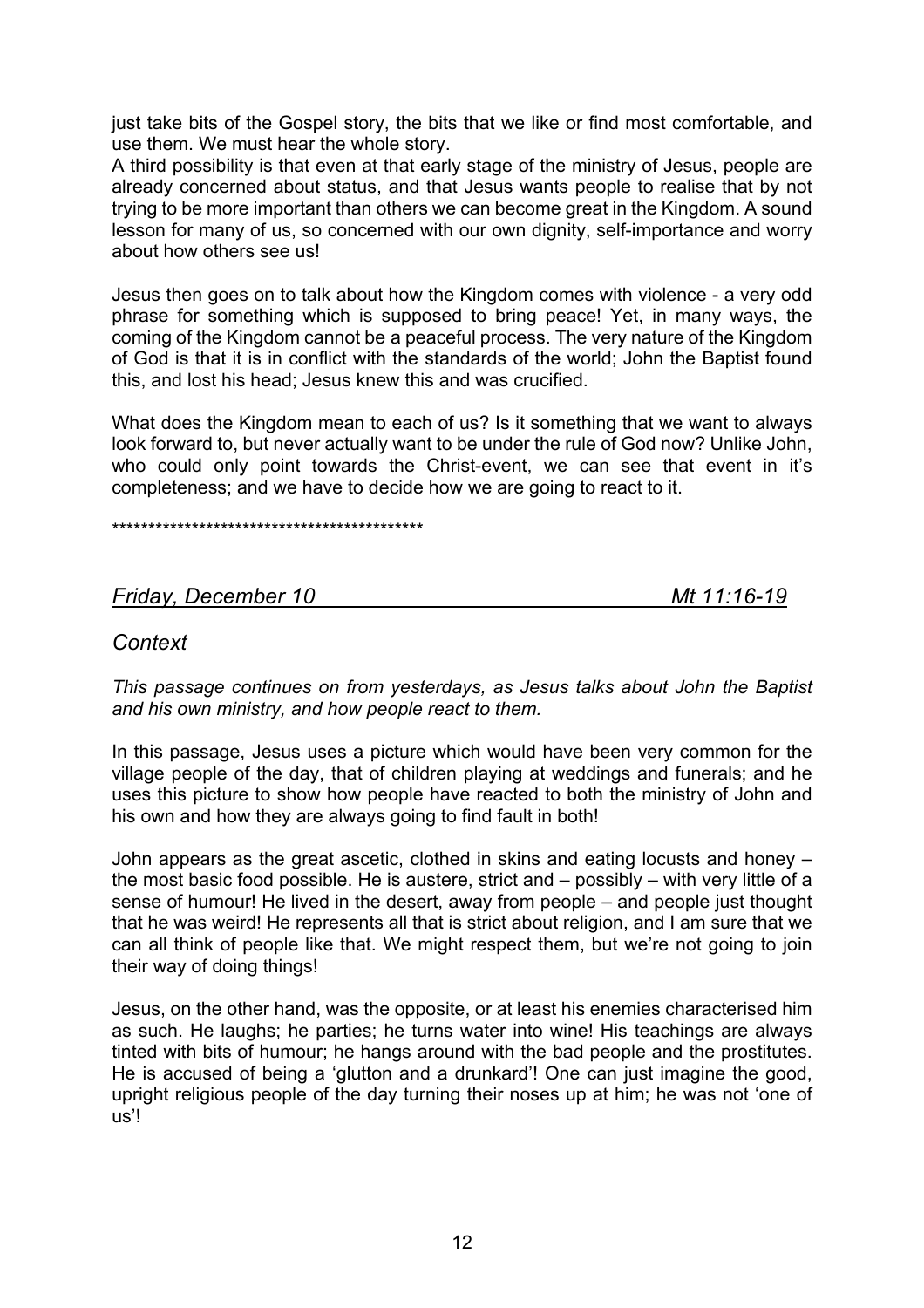just take bits of the Gospel story, the bits that we like or find most comfortable, and use them. We must hear the whole story.

A third possibility is that even at that early stage of the ministry of Jesus, people are already concerned about status, and that Jesus wants people to realise that by not trying to be more important than others we can become great in the Kingdom. A sound lesson for many of us, so concerned with our own dignity, self-importance and worry about how others see us!

Jesus then goes on to talk about how the Kingdom comes with violence - a very odd phrase for something which is supposed to bring peace! Yet, in many ways, the coming of the Kingdom cannot be a peaceful process. The very nature of the Kingdom of God is that it is in conflict with the standards of the world; John the Baptist found this, and lost his head; Jesus knew this and was crucified.

What does the Kingdom mean to each of us? Is it something that we want to always look forward to, but never actually want to be under the rule of God now? Unlike John, who could only point towards the Christ-event, we can see that event in it's completeness; and we have to decide how we are going to react to it.

********************************************

## *Friday, December 10* &emsp;&emsp;&emsp;&emsp;&emsp;&emsp;&emsp;&emsp;&emsp;&emsp;&emsp;&emsp;&emsp;&emsp; *Mt 11:16-19*

### *Context*

*This passage continues on from yesterdays, as Jesus talks about John the Baptist and his own ministry, and how people react to them.*

In this passage, Jesus uses a picture which would have been very common for the village people of the day, that of children playing at weddings and funerals; and he uses this picture to show how people have reacted to both the ministry of John and his own and how they are always going to find fault in both!

John appears as the great ascetic, clothed in skins and eating locusts and honey – the most basic food possible. He is austere, strict and – possibly – with very little of a sense of humour! He lived in the desert, away from people – and people just thought that he was weird! He represents all that is strict about religion, and I am sure that we can all think of people like that. We might respect them, but we're not going to join their way of doing things!

Jesus, on the other hand, was the opposite, or at least his enemies characterised him as such. He laughs; he parties; he turns water into wine! His teachings are always tinted with bits of humour; he hangs around with the bad people and the prostitutes. He is accused of being a 'glutton and a drunkard'! One can just imagine the good, upright religious people of the day turning their noses up at him; he was not 'one of us'!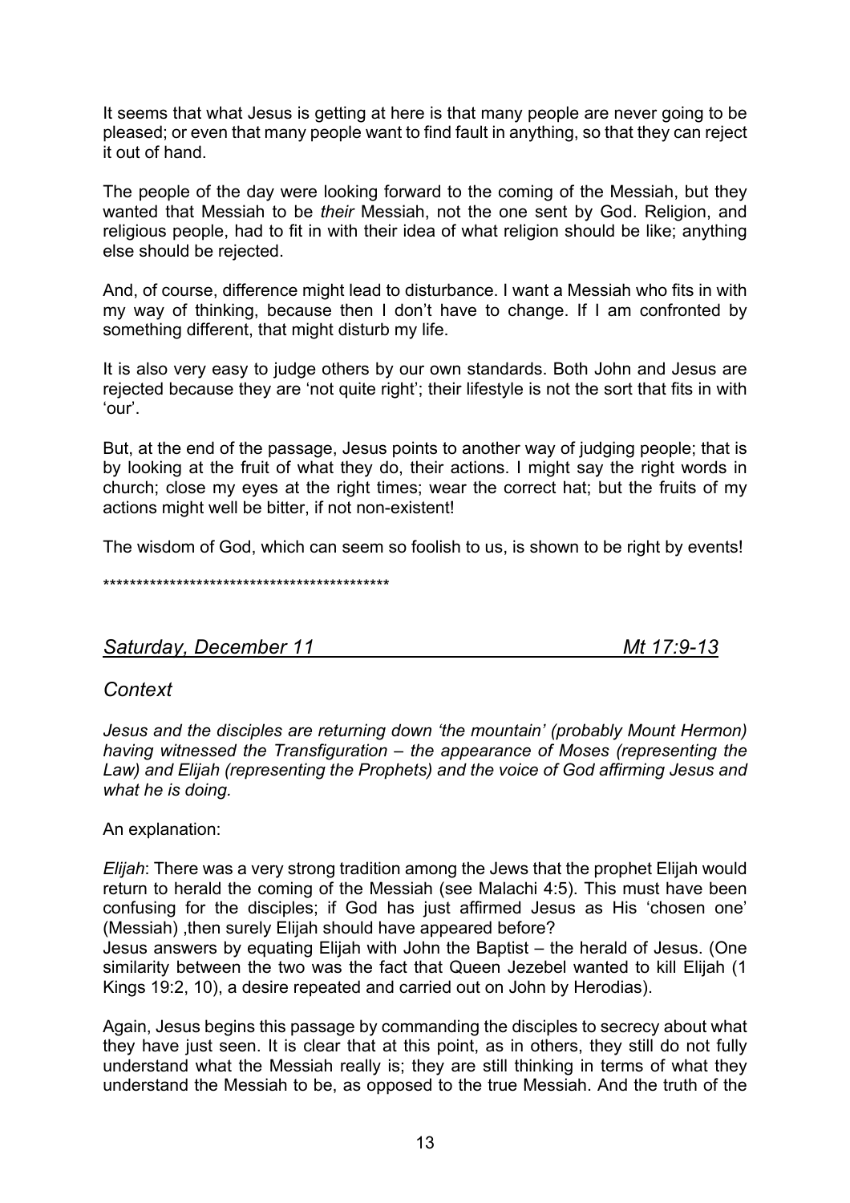It seems that what Jesus is getting at here is that many people are never going to be pleased; or even that many people want to find fault in anything, so that they can reject it out of hand.

The people of the day were looking forward to the coming of the Messiah, but they wanted that Messiah to be *their* Messiah, not the one sent by God. Religion, and religious people, had to fit in with their idea of what religion should be like; anything else should be rejected.

And, of course, difference might lead to disturbance. I want a Messiah who fits in with my way of thinking, because then I don't have to change. If I am confronted by something different, that might disturb my life.

It is also very easy to judge others by our own standards. Both John and Jesus are rejected because they are 'not quite right'; their lifestyle is not the sort that fits in with 'our'.

But, at the end of the passage, Jesus points to another way of judging people; that is by looking at the fruit of what they do, their actions. I might say the right words in church; close my eyes at the right times; wear the correct hat; but the fruits of my actions might well be bitter, if not non-existent!

The wisdom of God, which can seem so foolish to us, is shown to be right by events!

********************************************

## *Saturday, December 11* — *Mt 17:9-13*

### *Context*

*Jesus and the disciples are returning down 'the mountain' (probably Mount Hermon) having witnessed the Transfiguration – the appearance of Moses (representing the Law) and Elijah (representing the Prophets) and the voice of God affirming Jesus and what he is doing.*

An explanation:

*Elijah*: There was a very strong tradition among the Jews that the prophet Elijah would return to herald the coming of the Messiah (see Malachi 4:5). This must have been confusing for the disciples; if God has just affirmed Jesus as His 'chosen one' (Messiah) ,then surely Elijah should have appeared before?
Jesus answers by equating Elijah with John the Baptist – the herald of Jesus. (One similarity between the two was the fact that Queen Jezebel wanted to kill Elijah (1 Kings 19:2, 10), a desire repeated and carried out on John by Herodias).

Again, Jesus begins this passage by commanding the disciples to secrecy about what they have just seen. It is clear that at this point, as in others, they still do not fully understand what the Messiah really is; they are still thinking in terms of what they understand the Messiah to be, as opposed to the true Messiah. And the truth of the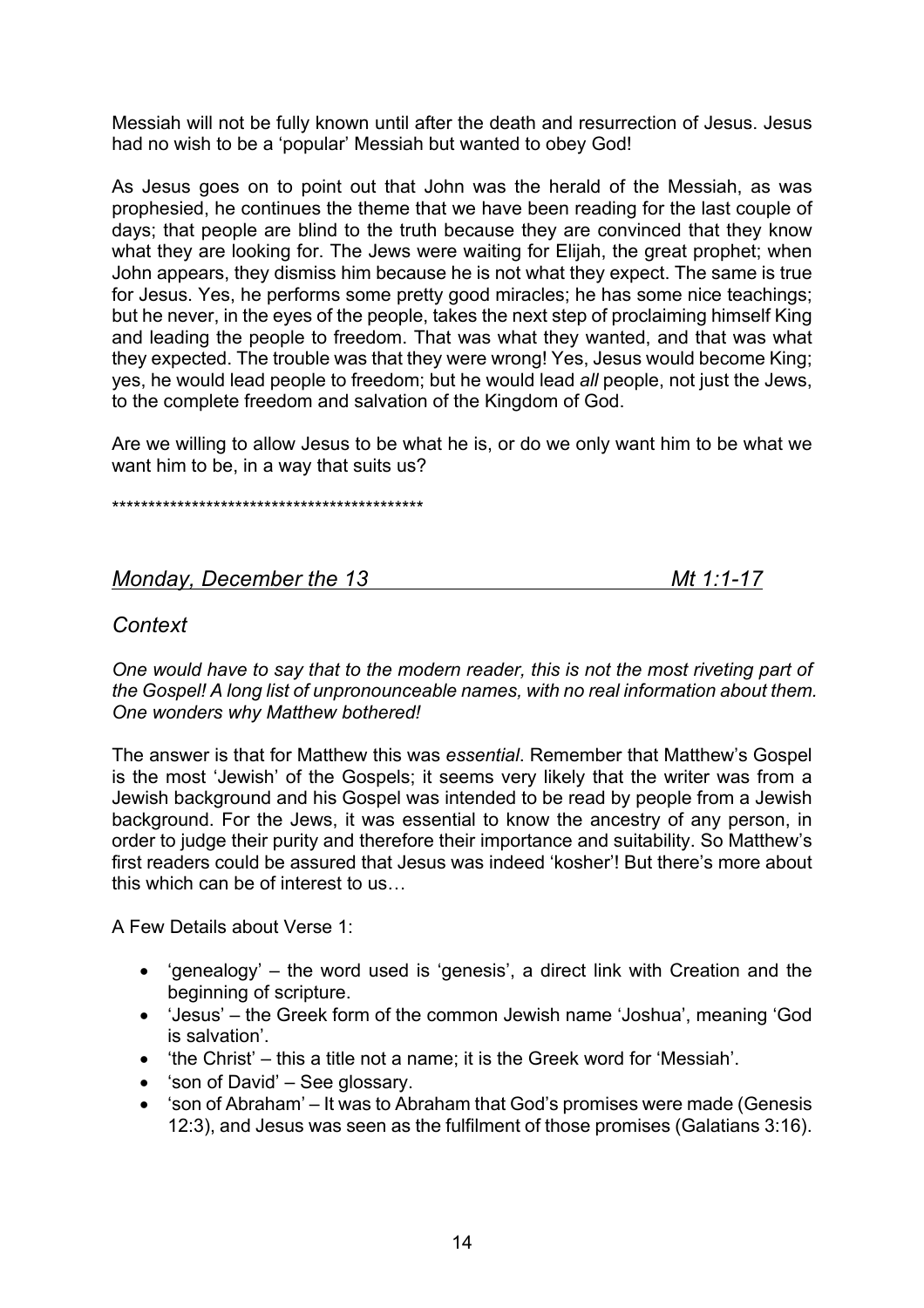Messiah will not be fully known until after the death and resurrection of Jesus. Jesus had no wish to be a 'popular' Messiah but wanted to obey God!

As Jesus goes on to point out that John was the herald of the Messiah, as was prophesied, he continues the theme that we have been reading for the last couple of days; that people are blind to the truth because they are convinced that they know what they are looking for. The Jews were waiting for Elijah, the great prophet; when John appears, they dismiss him because he is not what they expect. The same is true for Jesus. Yes, he performs some pretty good miracles; he has some nice teachings; but he never, in the eyes of the people, takes the next step of proclaiming himself King and leading the people to freedom. That was what they wanted, and that was what they expected. The trouble was that they were wrong! Yes, Jesus would become King; yes, he would lead people to freedom; but he would lead *all* people, not just the Jews, to the complete freedom and salvation of the Kingdom of God.

Are we willing to allow Jesus to be what he is, or do we only want him to be what we want him to be, in a way that suits us?

********************************************

## *Monday, December the 13* — *Mt 1:1-17*

### *Context*

*One would have to say that to the modern reader, this is not the most riveting part of the Gospel! A long list of unpronounceable names, with no real information about them. One wonders why Matthew bothered!*

The answer is that for Matthew this was *essential*. Remember that Matthew's Gospel is the most 'Jewish' of the Gospels; it seems very likely that the writer was from a Jewish background and his Gospel was intended to be read by people from a Jewish background. For the Jews, it was essential to know the ancestry of any person, in order to judge their purity and therefore their importance and suitability. So Matthew's first readers could be assured that Jesus was indeed 'kosher'! But there's more about this which can be of interest to us…

A Few Details about Verse 1:

- 'genealogy' – the word used is 'genesis', a direct link with Creation and the beginning of scripture.
- 'Jesus' – the Greek form of the common Jewish name 'Joshua', meaning 'God is salvation'.
- 'the Christ' – this a title not a name; it is the Greek word for 'Messiah'.
- 'son of David' – See glossary.
- 'son of Abraham' – It was to Abraham that God's promises were made (Genesis 12:3), and Jesus was seen as the fulfilment of those promises (Galatians 3:16).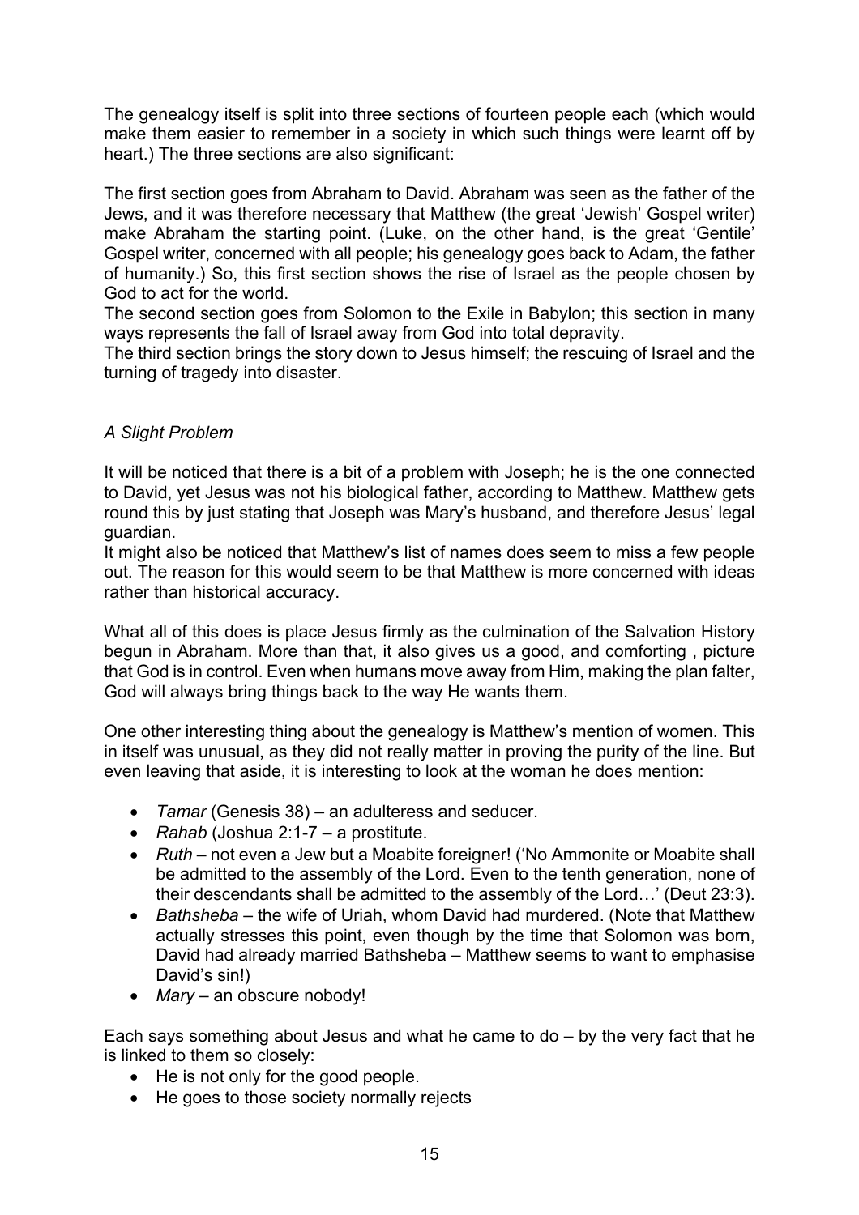The genealogy itself is split into three sections of fourteen people each (which would make them easier to remember in a society in which such things were learnt off by heart.) The three sections are also significant:

The first section goes from Abraham to David. Abraham was seen as the father of the Jews, and it was therefore necessary that Matthew (the great 'Jewish' Gospel writer) make Abraham the starting point. (Luke, on the other hand, is the great 'Gentile' Gospel writer, concerned with all people; his genealogy goes back to Adam, the father of humanity.) So, this first section shows the rise of Israel as the people chosen by God to act for the world.

The second section goes from Solomon to the Exile in Babylon; this section in many ways represents the fall of Israel away from God into total depravity.

The third section brings the story down to Jesus himself; the rescuing of Israel and the turning of tragedy into disaster.

*A Slight Problem*

It will be noticed that there is a bit of a problem with Joseph; he is the one connected to David, yet Jesus was not his biological father, according to Matthew. Matthew gets round this by just stating that Joseph was Mary's husband, and therefore Jesus' legal guardian.

It might also be noticed that Matthew's list of names does seem to miss a few people out. The reason for this would seem to be that Matthew is more concerned with ideas rather than historical accuracy.

What all of this does is place Jesus firmly as the culmination of the Salvation History begun in Abraham. More than that, it also gives us a good, and comforting , picture that God is in control. Even when humans move away from Him, making the plan falter, God will always bring things back to the way He wants them.

One other interesting thing about the genealogy is Matthew's mention of women. This in itself was unusual, as they did not really matter in proving the purity of the line. But even leaving that aside, it is interesting to look at the woman he does mention:

- *Tamar* (Genesis 38) – an adulteress and seducer.
- *Rahab* (Joshua 2:1-7 – a prostitute.
- *Ruth* – not even a Jew but a Moabite foreigner! ('No Ammonite or Moabite shall be admitted to the assembly of the Lord. Even to the tenth generation, none of their descendants shall be admitted to the assembly of the Lord…' (Deut 23:3).
- *Bathsheba* – the wife of Uriah, whom David had murdered. (Note that Matthew actually stresses this point, even though by the time that Solomon was born, David had already married Bathsheba – Matthew seems to want to emphasise David's sin!)
- *Mary* – an obscure nobody!

Each says something about Jesus and what he came to do – by the very fact that he is linked to them so closely:

- He is not only for the good people.
- He goes to those society normally rejects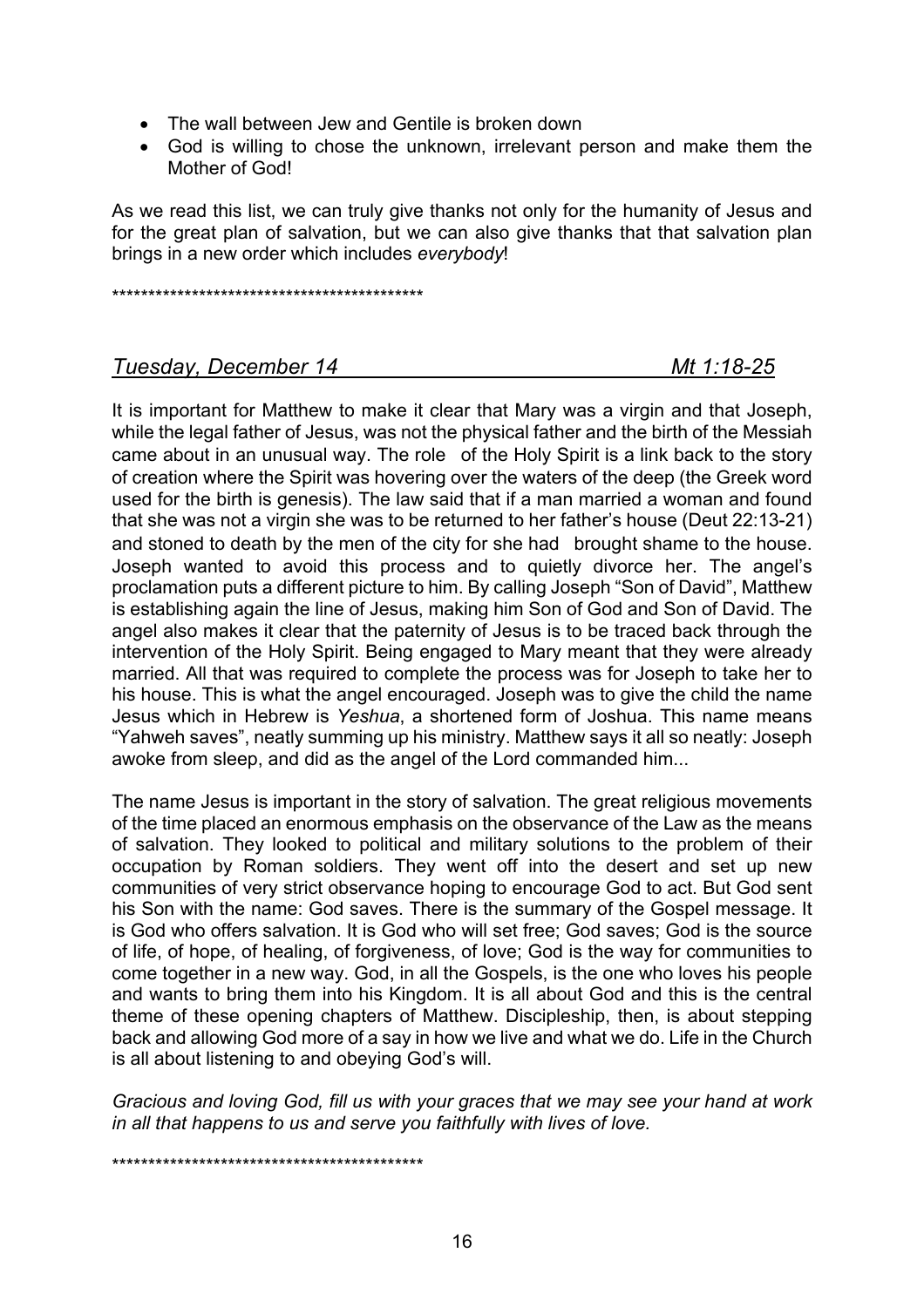- The wall between Jew and Gentile is broken down
- God is willing to chose the unknown, irrelevant person and make them the Mother of God!

As we read this list, we can truly give thanks not only for the humanity of Jesus and for the great plan of salvation, but we can also give thanks that that salvation plan brings in a new order which includes *everybody*!

********************************************

## *Tuesday, December 14* — *Mt 1:18-25*

It is important for Matthew to make it clear that Mary was a virgin and that Joseph, while the legal father of Jesus, was not the physical father and the birth of the Messiah came about in an unusual way. The role of the Holy Spirit is a link back to the story of creation where the Spirit was hovering over the waters of the deep (the Greek word used for the birth is genesis). The law said that if a man married a woman and found that she was not a virgin she was to be returned to her father's house (Deut 22:13-21) and stoned to death by the men of the city for she had brought shame to the house. Joseph wanted to avoid this process and to quietly divorce her. The angel's proclamation puts a different picture to him. By calling Joseph "Son of David", Matthew is establishing again the line of Jesus, making him Son of God and Son of David. The angel also makes it clear that the paternity of Jesus is to be traced back through the intervention of the Holy Spirit. Being engaged to Mary meant that they were already married. All that was required to complete the process was for Joseph to take her to his house. This is what the angel encouraged. Joseph was to give the child the name Jesus which in Hebrew is *Yeshua*, a shortened form of Joshua. This name means "Yahweh saves", neatly summing up his ministry. Matthew says it all so neatly: Joseph awoke from sleep, and did as the angel of the Lord commanded him...

The name Jesus is important in the story of salvation. The great religious movements of the time placed an enormous emphasis on the observance of the Law as the means of salvation. They looked to political and military solutions to the problem of their occupation by Roman soldiers. They went off into the desert and set up new communities of very strict observance hoping to encourage God to act. But God sent his Son with the name: God saves. There is the summary of the Gospel message. It is God who offers salvation. It is God who will set free; God saves; God is the source of life, of hope, of healing, of forgiveness, of love; God is the way for communities to come together in a new way. God, in all the Gospels, is the one who loves his people and wants to bring them into his Kingdom. It is all about God and this is the central theme of these opening chapters of Matthew. Discipleship, then, is about stepping back and allowing God more of a say in how we live and what we do. Life in the Church is all about listening to and obeying God's will.

*Gracious and loving God, fill us with your graces that we may see your hand at work in all that happens to us and serve you faithfully with lives of love.*

********************************************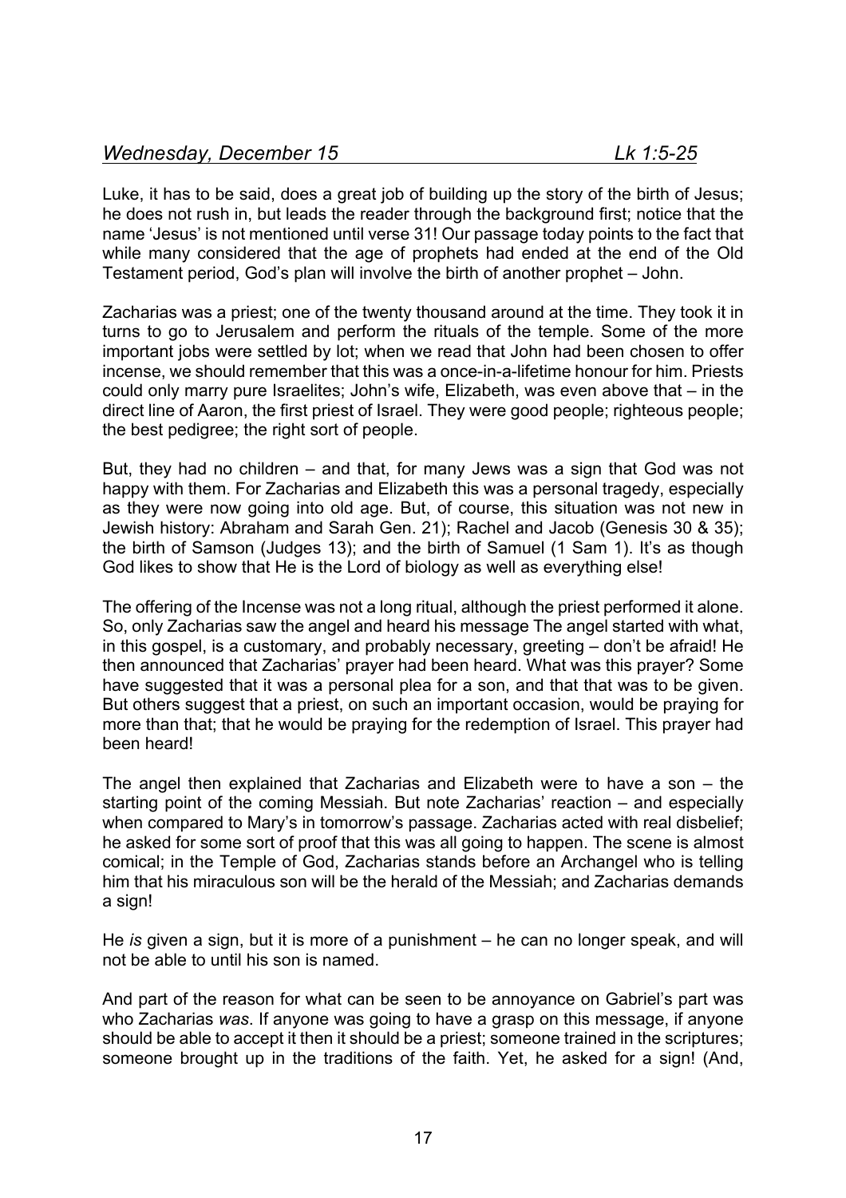*Wednesday, December 15 Lk 1:5-25*

Luke, it has to be said, does a great job of building up the story of the birth of Jesus; he does not rush in, but leads the reader through the background first; notice that the name 'Jesus' is not mentioned until verse 31! Our passage today points to the fact that while many considered that the age of prophets had ended at the end of the Old Testament period, God's plan will involve the birth of another prophet – John.

Zacharias was a priest; one of the twenty thousand around at the time. They took it in turns to go to Jerusalem and perform the rituals of the temple. Some of the more important jobs were settled by lot; when we read that John had been chosen to offer incense, we should remember that this was a once-in-a-lifetime honour for him. Priests could only marry pure Israelites; John's wife, Elizabeth, was even above that – in the direct line of Aaron, the first priest of Israel. They were good people; righteous people; the best pedigree; the right sort of people.

But, they had no children – and that, for many Jews was a sign that God was not happy with them. For Zacharias and Elizabeth this was a personal tragedy, especially as they were now going into old age. But, of course, this situation was not new in Jewish history: Abraham and Sarah Gen. 21); Rachel and Jacob (Genesis 30 & 35); the birth of Samson (Judges 13); and the birth of Samuel (1 Sam 1). It's as though God likes to show that He is the Lord of biology as well as everything else!

The offering of the Incense was not a long ritual, although the priest performed it alone. So, only Zacharias saw the angel and heard his message The angel started with what, in this gospel, is a customary, and probably necessary, greeting – don't be afraid! He then announced that Zacharias' prayer had been heard. What was this prayer? Some have suggested that it was a personal plea for a son, and that that was to be given. But others suggest that a priest, on such an important occasion, would be praying for more than that; that he would be praying for the redemption of Israel. This prayer had been heard!

The angel then explained that Zacharias and Elizabeth were to have a son – the starting point of the coming Messiah. But note Zacharias' reaction – and especially when compared to Mary's in tomorrow's passage. Zacharias acted with real disbelief; he asked for some sort of proof that this was all going to happen. The scene is almost comical; in the Temple of God, Zacharias stands before an Archangel who is telling him that his miraculous son will be the herald of the Messiah; and Zacharias demands a sign!

He *is* given a sign, but it is more of a punishment – he can no longer speak, and will not be able to until his son is named.

And part of the reason for what can be seen to be annoyance on Gabriel's part was who Zacharias *was*. If anyone was going to have a grasp on this message, if anyone should be able to accept it then it should be a priest; someone trained in the scriptures; someone brought up in the traditions of the faith. Yet, he asked for a sign! (And,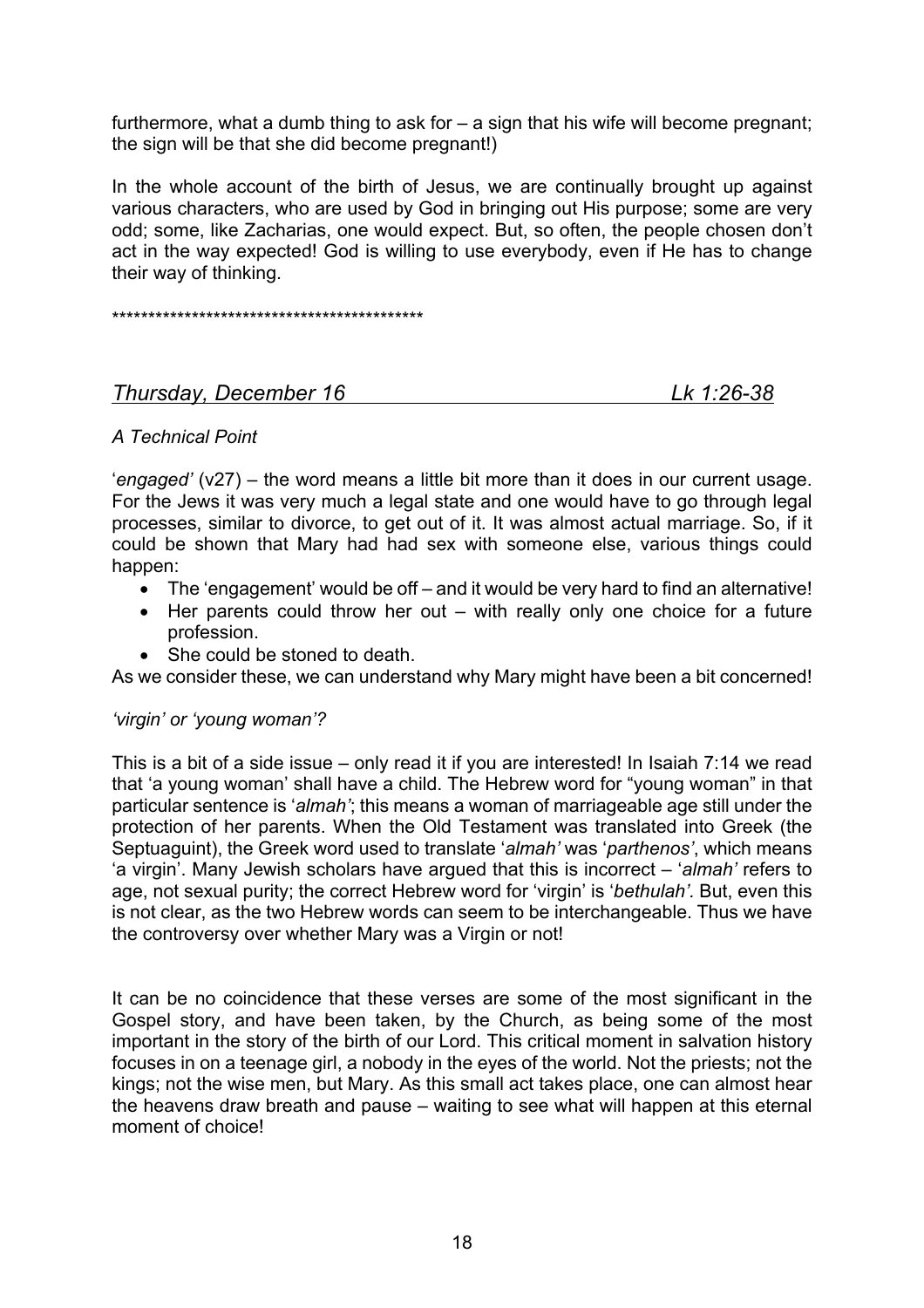furthermore, what a dumb thing to ask for – a sign that his wife will become pregnant; the sign will be that she did become pregnant!)

In the whole account of the birth of Jesus, we are continually brought up against various characters, who are used by God in bringing out His purpose; some are very odd; some, like Zacharias, one would expect. But, so often, the people chosen don't act in the way expected! God is willing to use everybody, even if He has to change their way of thinking.

*******************************************

## *Thursday, December 16* — *Lk 1:26-38*

*A Technical Point*

'*engaged'* (v27) – the word means a little bit more than it does in our current usage. For the Jews it was very much a legal state and one would have to go through legal processes, similar to divorce, to get out of it. It was almost actual marriage. So, if it could be shown that Mary had had sex with someone else, various things could happen:

- The 'engagement' would be off – and it would be very hard to find an alternative!
- Her parents could throw her out – with really only one choice for a future profession.
- She could be stoned to death.

As we consider these, we can understand why Mary might have been a bit concerned!

*'virgin' or 'young woman'?*

This is a bit of a side issue – only read it if you are interested! In Isaiah 7:14 we read that 'a young woman' shall have a child. The Hebrew word for "young woman" in that particular sentence is '*almah'*; this means a woman of marriageable age still under the protection of her parents. When the Old Testament was translated into Greek (the Septuaguint), the Greek word used to translate '*almah'* was '*parthenos'*, which means 'a virgin'. Many Jewish scholars have argued that this is incorrect – '*almah'* refers to age, not sexual purity; the correct Hebrew word for 'virgin' is '*bethulah'.* But, even this is not clear, as the two Hebrew words can seem to be interchangeable. Thus we have the controversy over whether Mary was a Virgin or not!

It can be no coincidence that these verses are some of the most significant in the Gospel story, and have been taken, by the Church, as being some of the most important in the story of the birth of our Lord. This critical moment in salvation history focuses in on a teenage girl, a nobody in the eyes of the world. Not the priests; not the kings; not the wise men, but Mary. As this small act takes place, one can almost hear the heavens draw breath and pause – waiting to see what will happen at this eternal moment of choice!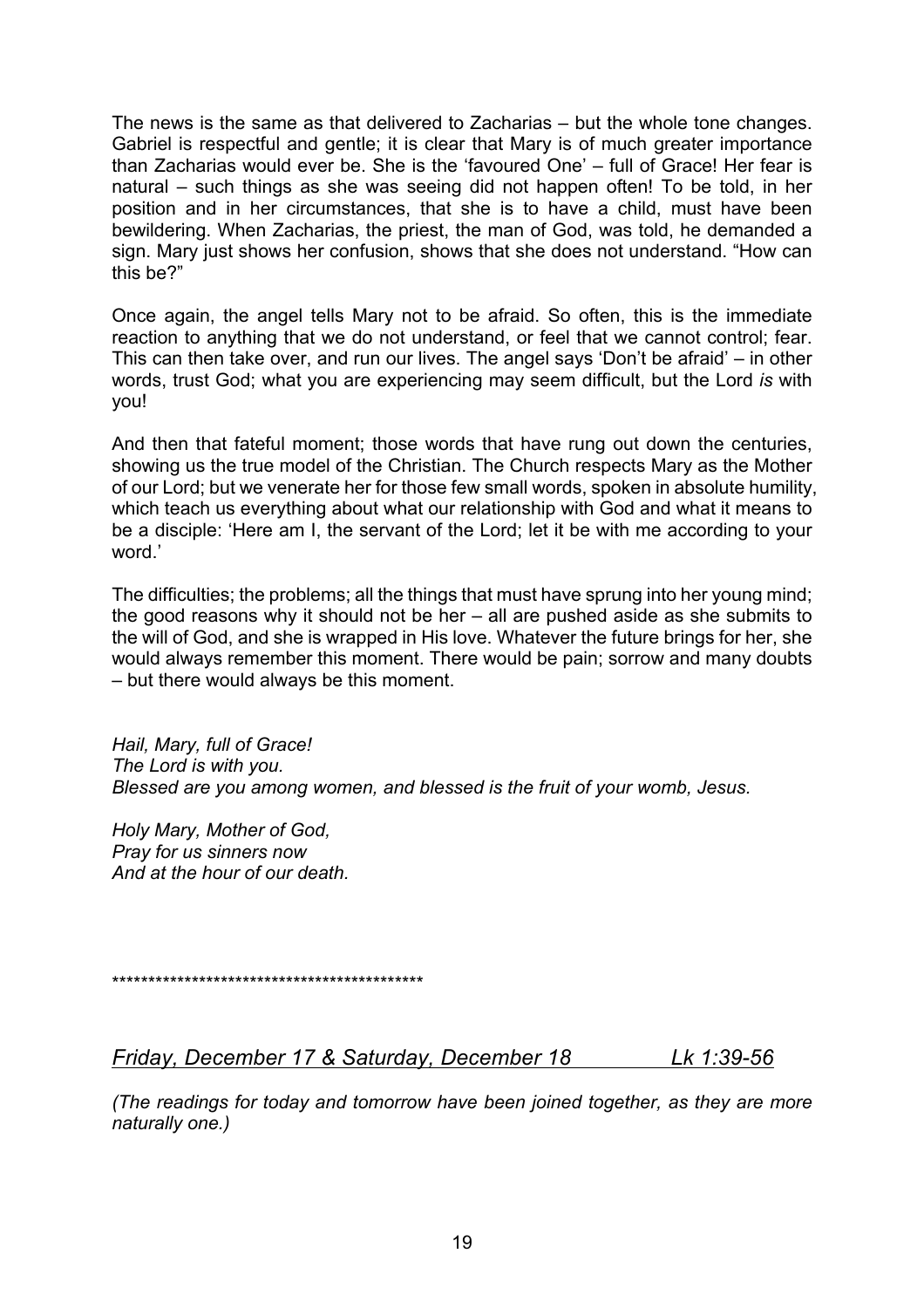The news is the same as that delivered to Zacharias – but the whole tone changes. Gabriel is respectful and gentle; it is clear that Mary is of much greater importance than Zacharias would ever be. She is the 'favoured One' – full of Grace! Her fear is natural – such things as she was seeing did not happen often! To be told, in her position and in her circumstances, that she is to have a child, must have been bewildering. When Zacharias, the priest, the man of God, was told, he demanded a sign. Mary just shows her confusion, shows that she does not understand. "How can this be?"

Once again, the angel tells Mary not to be afraid. So often, this is the immediate reaction to anything that we do not understand, or feel that we cannot control; fear. This can then take over, and run our lives. The angel says 'Don't be afraid' – in other words, trust God; what you are experiencing may seem difficult, but the Lord *is* with you!

And then that fateful moment; those words that have rung out down the centuries, showing us the true model of the Christian. The Church respects Mary as the Mother of our Lord; but we venerate her for those few small words, spoken in absolute humility, which teach us everything about what our relationship with God and what it means to be a disciple: 'Here am I, the servant of the Lord; let it be with me according to your word.'

The difficulties; the problems; all the things that must have sprung into her young mind; the good reasons why it should not be her – all are pushed aside as she submits to the will of God, and she is wrapped in His love. Whatever the future brings for her, she would always remember this moment. There would be pain; sorrow and many doubts – but there would always be this moment.

*Hail, Mary, full of Grace!*
*The Lord is with you.*
*Blessed are you among women, and blessed is the fruit of your womb, Jesus.*

*Holy Mary, Mother of God,*
*Pray for us sinners now*
*And at the hour of our death.*

*********************************************

***Friday, December 17 & Saturday, December 18 — Lk 1:39-56***

*(The readings for today and tomorrow have been joined together, as they are more naturally one.)*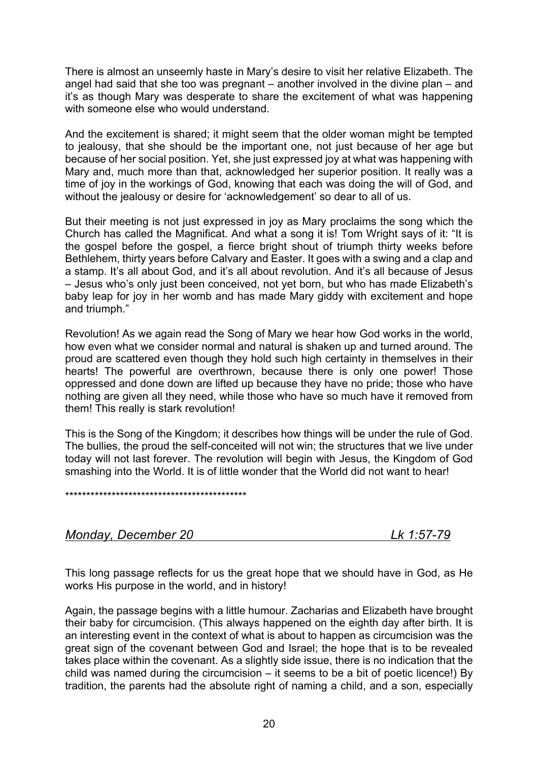There is almost an unseemly haste in Mary's desire to visit her relative Elizabeth. The angel had said that she too was pregnant – another involved in the divine plan – and it's as though Mary was desperate to share the excitement of what was happening with someone else who would understand.

And the excitement is shared; it might seem that the older woman might be tempted to jealousy, that she should be the important one, not just because of her age but because of her social position. Yet, she just expressed joy at what was happening with Mary and, much more than that, acknowledged her superior position. It really was a time of joy in the workings of God, knowing that each was doing the will of God, and without the jealousy or desire for 'acknowledgement' so dear to all of us.

But their meeting is not just expressed in joy as Mary proclaims the song which the Church has called the Magnificat. And what a song it is! Tom Wright says of it: "It is the gospel before the gospel, a fierce bright shout of triumph thirty weeks before Bethlehem, thirty years before Calvary and Easter. It goes with a swing and a clap and a stamp. It's all about God, and it's all about revolution. And it's all because of Jesus – Jesus who's only just been conceived, not yet born, but who has made Elizabeth's baby leap for joy in her womb and has made Mary giddy with excitement and hope and triumph."

Revolution! As we again read the Song of Mary we hear how God works in the world, how even what we consider normal and natural is shaken up and turned around. The proud are scattered even though they hold such high certainty in themselves in their hearts! The powerful are overthrown, because there is only one power! Those oppressed and done down are lifted up because they have no pride; those who have nothing are given all they need, while those who have so much have it removed from them! This really is stark revolution!

This is the Song of the Kingdom; it describes how things will be under the rule of God. The bullies, the proud the self-conceited will not win; the structures that we live under today will not last forever. The revolution will begin with Jesus, the Kingdom of God smashing into the World. It is of little wonder that the World did not want to hear!

*******************************************

## ***Monday, December 20*** ***Lk 1:57-79***

This long passage reflects for us the great hope that we should have in God, as He works His purpose in the world, and in history!

Again, the passage begins with a little humour. Zacharias and Elizabeth have brought their baby for circumcision. (This always happened on the eighth day after birth. It is an interesting event in the context of what is about to happen as circumcision was the great sign of the covenant between God and Israel; the hope that is to be revealed takes place within the covenant. As a slightly side issue, there is no indication that the child was named during the circumcision – it seems to be a bit of poetic licence!) By tradition, the parents had the absolute right of naming a child, and a son, especially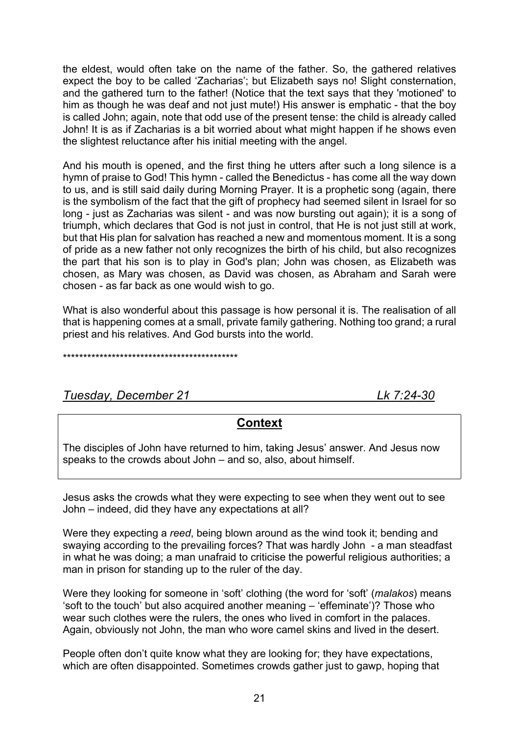the eldest, would often take on the name of the father. So, the gathered relatives expect the boy to be called 'Zacharias'; but Elizabeth says no! Slight consternation, and the gathered turn to the father! (Notice that the text says that they 'motioned' to him as though he was deaf and not just mute!) His answer is emphatic - that the boy is called John; again, note that odd use of the present tense: the child is already called John! It is as if Zacharias is a bit worried about what might happen if he shows even the slightest reluctance after his initial meeting with the angel.

And his mouth is opened, and the first thing he utters after such a long silence is a hymn of praise to God! This hymn - called the Benedictus - has come all the way down to us, and is still said daily during Morning Prayer. It is a prophetic song (again, there is the symbolism of the fact that the gift of prophecy had seemed silent in Israel for so long - just as Zacharias was silent - and was now bursting out again); it is a song of triumph, which declares that God is not just in control, that He is not just still at work, but that His plan for salvation has reached a new and momentous moment. It is a song of pride as a new father not only recognizes the birth of his child, but also recognizes the part that his son is to play in God's plan; John was chosen, as Elizabeth was chosen, as Mary was chosen, as David was chosen, as Abraham and Sarah were chosen - as far back as one would wish to go.

What is also wonderful about this passage is how personal it is. The realisation of all that is happening comes at a small, private family gathering. Nothing too grand; a rural priest and his relatives. And God bursts into the world.

********************************************

## *Tuesday, December 21* — *Lk 7:24-30*

### Context

The disciples of John have returned to him, taking Jesus' answer. And Jesus now speaks to the crowds about John – and so, also, about himself.

Jesus asks the crowds what they were expecting to see when they went out to see John – indeed, did they have any expectations at all?

Were they expecting a *reed*, being blown around as the wind took it; bending and swaying according to the prevailing forces? That was hardly John - a man steadfast in what he was doing; a man unafraid to criticise the powerful religious authorities; a man in prison for standing up to the ruler of the day.

Were they looking for someone in 'soft' clothing (the word for 'soft' (*malakos*) means 'soft to the touch' but also acquired another meaning – 'effeminate')? Those who wear such clothes were the rulers, the ones who lived in comfort in the palaces. Again, obviously not John, the man who wore camel skins and lived in the desert.

People often don't quite know what they are looking for; they have expectations, which are often disappointed. Sometimes crowds gather just to gawp, hoping that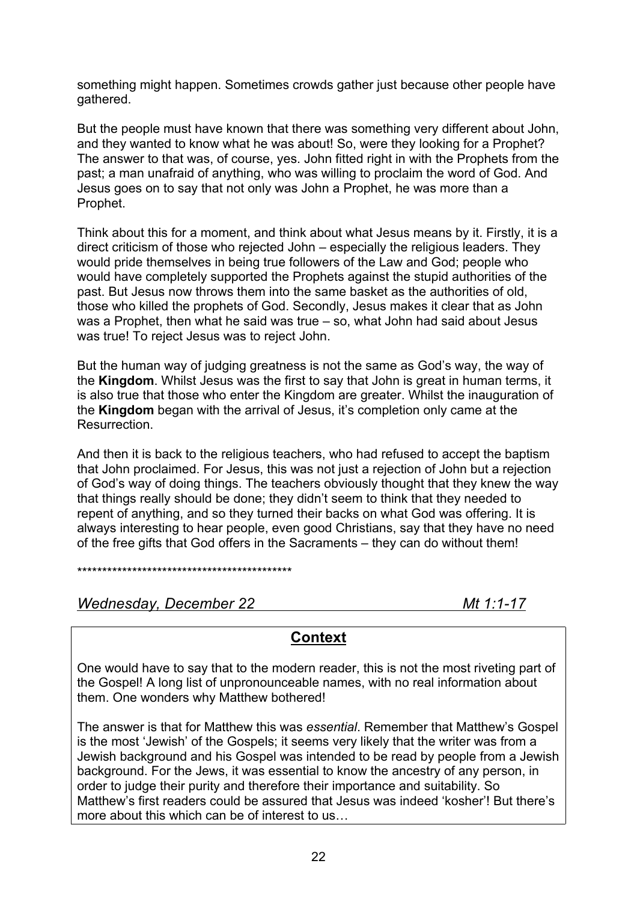something might happen. Sometimes crowds gather just because other people have gathered.

But the people must have known that there was something very different about John, and they wanted to know what he was about! So, were they looking for a Prophet? The answer to that was, of course, yes. John fitted right in with the Prophets from the past; a man unafraid of anything, who was willing to proclaim the word of God. And Jesus goes on to say that not only was John a Prophet, he was more than a Prophet.

Think about this for a moment, and think about what Jesus means by it. Firstly, it is a direct criticism of those who rejected John – especially the religious leaders. They would pride themselves in being true followers of the Law and God; people who would have completely supported the Prophets against the stupid authorities of the past. But Jesus now throws them into the same basket as the authorities of old, those who killed the prophets of God. Secondly, Jesus makes it clear that as John was a Prophet, then what he said was true – so, what John had said about Jesus was true! To reject Jesus was to reject John.

But the human way of judging greatness is not the same as God's way, the way of the **Kingdom**. Whilst Jesus was the first to say that John is great in human terms, it is also true that those who enter the Kingdom are greater. Whilst the inauguration of the **Kingdom** began with the arrival of Jesus, it's completion only came at the Resurrection.

And then it is back to the religious teachers, who had refused to accept the baptism that John proclaimed. For Jesus, this was not just a rejection of John but a rejection of God's way of doing things. The teachers obviously thought that they knew the way that things really should be done; they didn't seem to think that they needed to repent of anything, and so they turned their backs on what God was offering. It is always interesting to hear people, even good Christians, say that they have no need of the free gifts that God offers in the Sacraments – they can do without them!

********************************************

*__Wednesday, December 22__* *__Mt 1:1-17__*

## Context

One would have to say that to the modern reader, this is not the most riveting part of the Gospel! A long list of unpronounceable names, with no real information about them. One wonders why Matthew bothered!

The answer is that for Matthew this was *essential*. Remember that Matthew's Gospel is the most 'Jewish' of the Gospels; it seems very likely that the writer was from a Jewish background and his Gospel was intended to be read by people from a Jewish background. For the Jews, it was essential to know the ancestry of any person, in order to judge their purity and therefore their importance and suitability. So Matthew's first readers could be assured that Jesus was indeed 'kosher'! But there's more about this which can be of interest to us…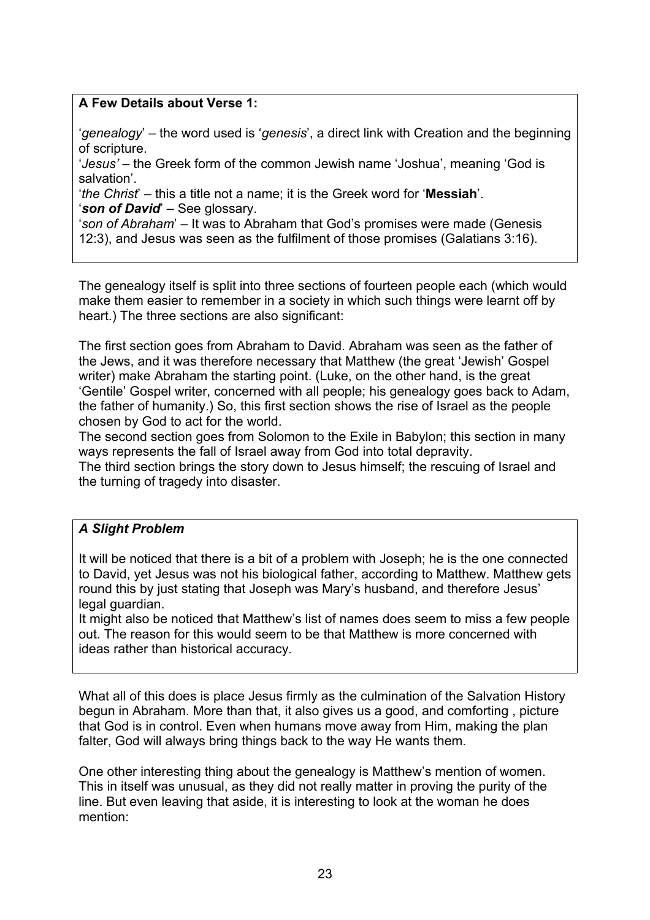**A Few Details about Verse 1:**

'*genealogy*' – the word used is '*genesis*', a direct link with Creation and the beginning of scripture.
'*Jesus'* – the Greek form of the common Jewish name 'Joshua', meaning 'God is salvation'.
'*the Christ*' – this a title not a name; it is the Greek word for '**Messiah**'.
'***son of David***' – See glossary.
'*son of Abraham*' – It was to Abraham that God's promises were made (Genesis 12:3), and Jesus was seen as the fulfilment of those promises (Galatians 3:16).

The genealogy itself is split into three sections of fourteen people each (which would make them easier to remember in a society in which such things were learnt off by heart.) The three sections are also significant:

The first section goes from Abraham to David. Abraham was seen as the father of the Jews, and it was therefore necessary that Matthew (the great 'Jewish' Gospel writer) make Abraham the starting point. (Luke, on the other hand, is the great 'Gentile' Gospel writer, concerned with all people; his genealogy goes back to Adam, the father of humanity.) So, this first section shows the rise of Israel as the people chosen by God to act for the world.
The second section goes from Solomon to the Exile in Babylon; this section in many ways represents the fall of Israel away from God into total depravity.
The third section brings the story down to Jesus himself; the rescuing of Israel and the turning of tragedy into disaster.

***A Slight Problem***

It will be noticed that there is a bit of a problem with Joseph; he is the one connected to David, yet Jesus was not his biological father, according to Matthew. Matthew gets round this by just stating that Joseph was Mary's husband, and therefore Jesus' legal guardian.
It might also be noticed that Matthew's list of names does seem to miss a few people out. The reason for this would seem to be that Matthew is more concerned with ideas rather than historical accuracy.

What all of this does is place Jesus firmly as the culmination of the Salvation History begun in Abraham. More than that, it also gives us a good, and comforting , picture that God is in control. Even when humans move away from Him, making the plan falter, God will always bring things back to the way He wants them.

One other interesting thing about the genealogy is Matthew's mention of women. This in itself was unusual, as they did not really matter in proving the purity of the line. But even leaving that aside, it is interesting to look at the woman he does mention: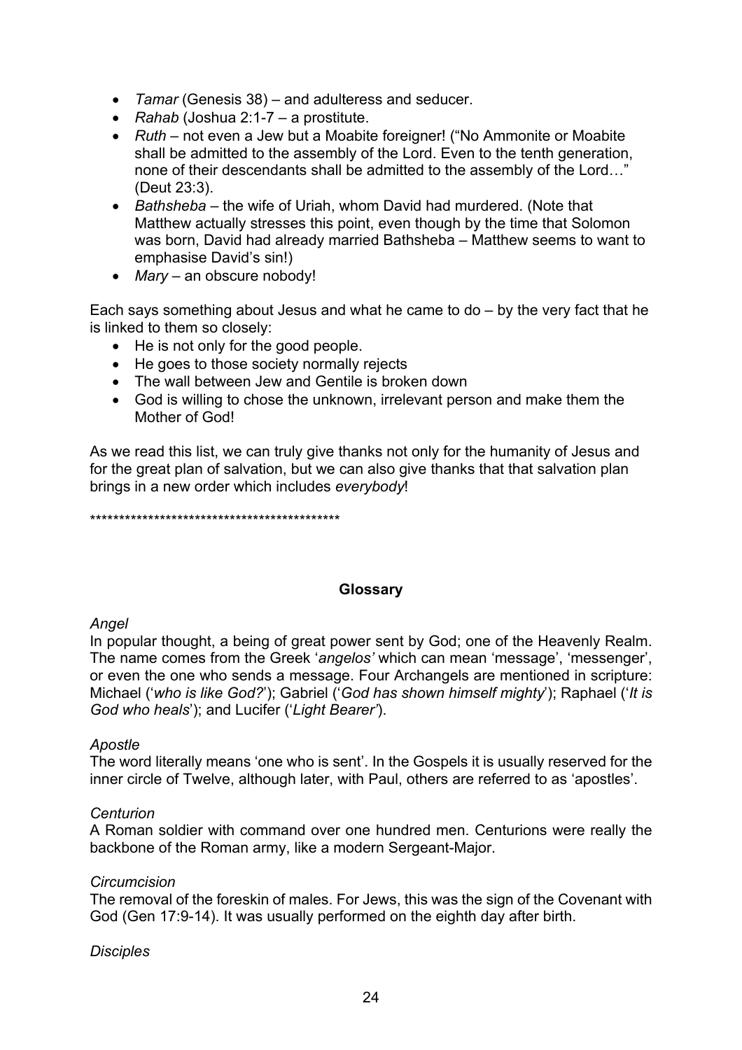- *Tamar* (Genesis 38) – and adulteress and seducer.
- *Rahab* (Joshua 2:1-7 – a prostitute.
- *Ruth* – not even a Jew but a Moabite foreigner! ("No Ammonite or Moabite shall be admitted to the assembly of the Lord. Even to the tenth generation, none of their descendants shall be admitted to the assembly of the Lord…" (Deut 23:3).
- *Bathsheba* – the wife of Uriah, whom David had murdered. (Note that Matthew actually stresses this point, even though by the time that Solomon was born, David had already married Bathsheba – Matthew seems to want to emphasise David's sin!)
- *Mary* – an obscure nobody!

Each says something about Jesus and what he came to do – by the very fact that he is linked to them so closely:

- He is not only for the good people.
- He goes to those society normally rejects
- The wall between Jew and Gentile is broken down
- God is willing to chose the unknown, irrelevant person and make them the Mother of God!

As we read this list, we can truly give thanks not only for the humanity of Jesus and for the great plan of salvation, but we can also give thanks that that salvation plan brings in a new order which includes *everybody*!

********************************************

## Glossary

*Angel*

In popular thought, a being of great power sent by God; one of the Heavenly Realm. The name comes from the Greek '*angelos'* which can mean 'message', 'messenger', or even the one who sends a message. Four Archangels are mentioned in scripture: Michael ('*who is like God?*'); Gabriel ('*God has shown himself mighty*'); Raphael ('*It is God who heals*'); and Lucifer ('*Light Bearer*').

*Apostle*

The word literally means 'one who is sent'. In the Gospels it is usually reserved for the inner circle of Twelve, although later, with Paul, others are referred to as 'apostles'.

*Centurion*

A Roman soldier with command over one hundred men. Centurions were really the backbone of the Roman army, like a modern Sergeant-Major.

*Circumcision*

The removal of the foreskin of males. For Jews, this was the sign of the Covenant with God (Gen 17:9-14). It was usually performed on the eighth day after birth.

*Disciples*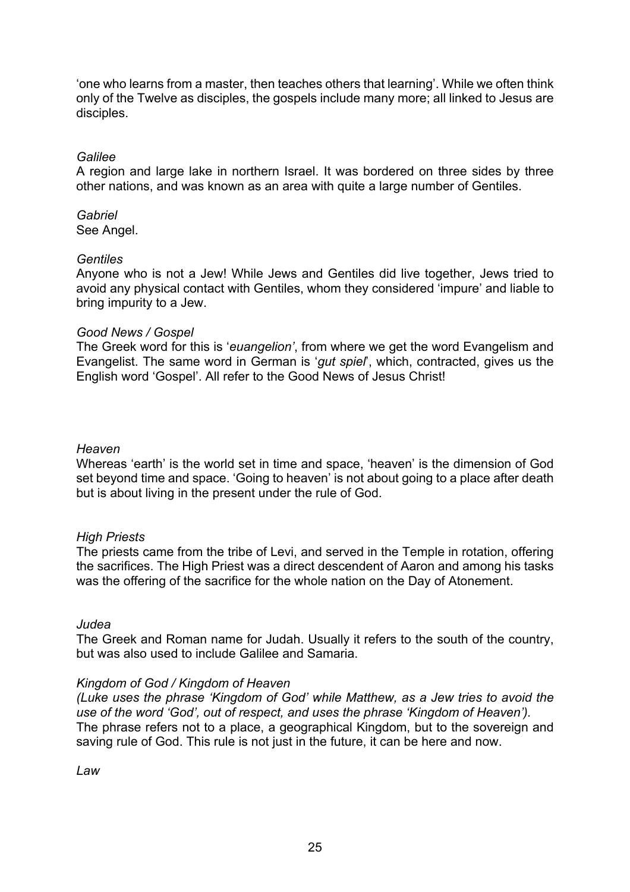'one who learns from a master, then teaches others that learning'. While we often think only of the Twelve as disciples, the gospels include many more; all linked to Jesus are disciples.

*Galilee*
A region and large lake in northern Israel. It was bordered on three sides by three other nations, and was known as an area with quite a large number of Gentiles.

*Gabriel*
See Angel.

*Gentiles*
Anyone who is not a Jew! While Jews and Gentiles did live together, Jews tried to avoid any physical contact with Gentiles, whom they considered 'impure' and liable to bring impurity to a Jew.

*Good News / Gospel*
The Greek word for this is '*euangelion'*, from where we get the word Evangelism and Evangelist. The same word in German is '*gut spiel*', which, contracted, gives us the English word 'Gospel'. All refer to the Good News of Jesus Christ!

*Heaven*
Whereas 'earth' is the world set in time and space, 'heaven' is the dimension of God set beyond time and space. 'Going to heaven' is not about going to a place after death but is about living in the present under the rule of God.

*High Priests*
The priests came from the tribe of Levi, and served in the Temple in rotation, offering the sacrifices. The High Priest was a direct descendent of Aaron and among his tasks was the offering of the sacrifice for the whole nation on the Day of Atonement.

*Judea*
The Greek and Roman name for Judah. Usually it refers to the south of the country, but was also used to include Galilee and Samaria.

*Kingdom of God / Kingdom of Heaven*
*(Luke uses the phrase 'Kingdom of God' while Matthew, as a Jew tries to avoid the use of the word 'God', out of respect, and uses the phrase 'Kingdom of Heaven').*
The phrase refers not to a place, a geographical Kingdom, but to the sovereign and saving rule of God. This rule is not just in the future, it can be here and now.

*Law*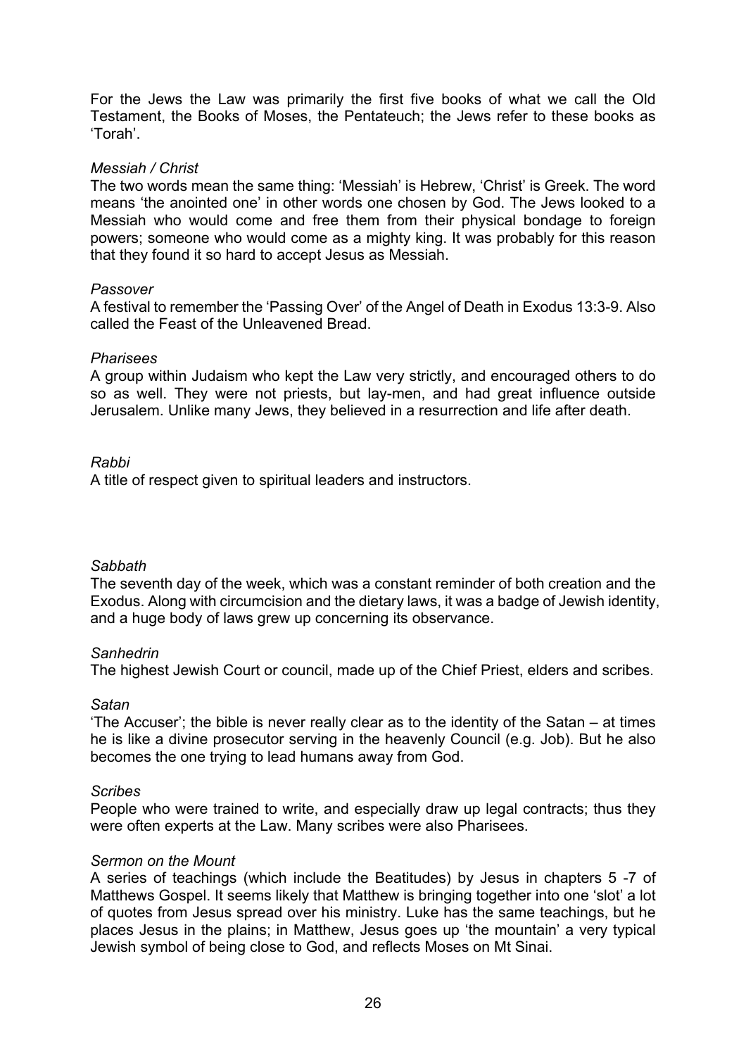For the Jews the Law was primarily the first five books of what we call the Old Testament, the Books of Moses, the Pentateuch; the Jews refer to these books as 'Torah'.

*Messiah / Christ*

The two words mean the same thing: 'Messiah' is Hebrew, 'Christ' is Greek. The word means 'the anointed one' in other words one chosen by God. The Jews looked to a Messiah who would come and free them from their physical bondage to foreign powers; someone who would come as a mighty king. It was probably for this reason that they found it so hard to accept Jesus as Messiah.

*Passover*

A festival to remember the 'Passing Over' of the Angel of Death in Exodus 13:3-9. Also called the Feast of the Unleavened Bread.

*Pharisees*

A group within Judaism who kept the Law very strictly, and encouraged others to do so as well. They were not priests, but lay-men, and had great influence outside Jerusalem. Unlike many Jews, they believed in a resurrection and life after death.

*Rabbi*

A title of respect given to spiritual leaders and instructors.

*Sabbath*

The seventh day of the week, which was a constant reminder of both creation and the Exodus. Along with circumcision and the dietary laws, it was a badge of Jewish identity, and a huge body of laws grew up concerning its observance.

*Sanhedrin*

The highest Jewish Court or council, made up of the Chief Priest, elders and scribes.

*Satan*

'The Accuser'; the bible is never really clear as to the identity of the Satan – at times he is like a divine prosecutor serving in the heavenly Council (e.g. Job). But he also becomes the one trying to lead humans away from God.

*Scribes*

People who were trained to write, and especially draw up legal contracts; thus they were often experts at the Law. Many scribes were also Pharisees.

*Sermon on the Mount*

A series of teachings (which include the Beatitudes) by Jesus in chapters 5 -7 of Matthews Gospel. It seems likely that Matthew is bringing together into one 'slot' a lot of quotes from Jesus spread over his ministry. Luke has the same teachings, but he places Jesus in the plains; in Matthew, Jesus goes up 'the mountain' a very typical Jewish symbol of being close to God, and reflects Moses on Mt Sinai.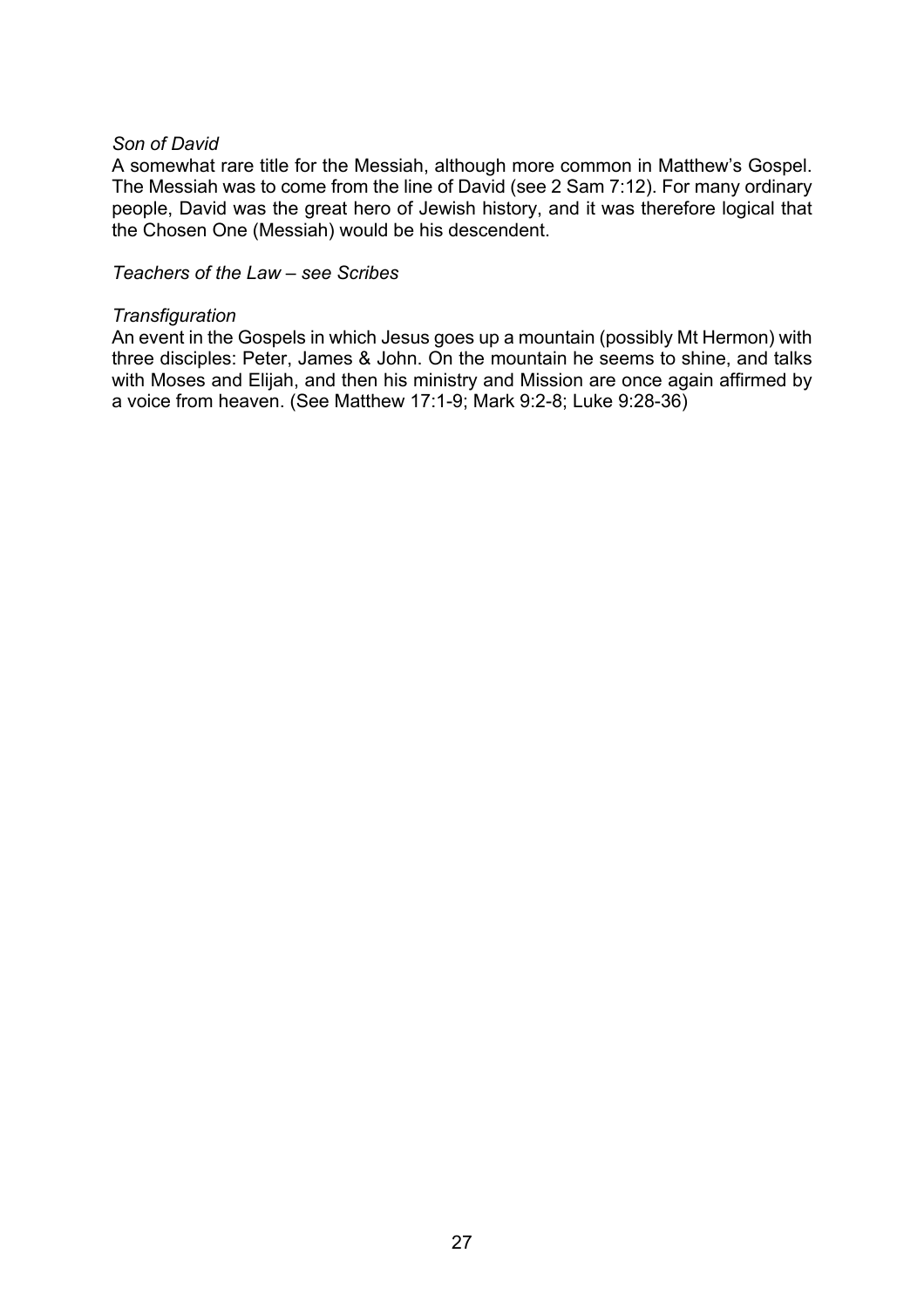*Son of David*

A somewhat rare title for the Messiah, although more common in Matthew's Gospel. The Messiah was to come from the line of David (see 2 Sam 7:12). For many ordinary people, David was the great hero of Jewish history, and it was therefore logical that the Chosen One (Messiah) would be his descendent.

*Teachers of the Law – see Scribes*

*Transfiguration*

An event in the Gospels in which Jesus goes up a mountain (possibly Mt Hermon) with three disciples: Peter, James & John. On the mountain he seems to shine, and talks with Moses and Elijah, and then his ministry and Mission are once again affirmed by a voice from heaven. (See Matthew 17:1-9; Mark 9:2-8; Luke 9:28-36)